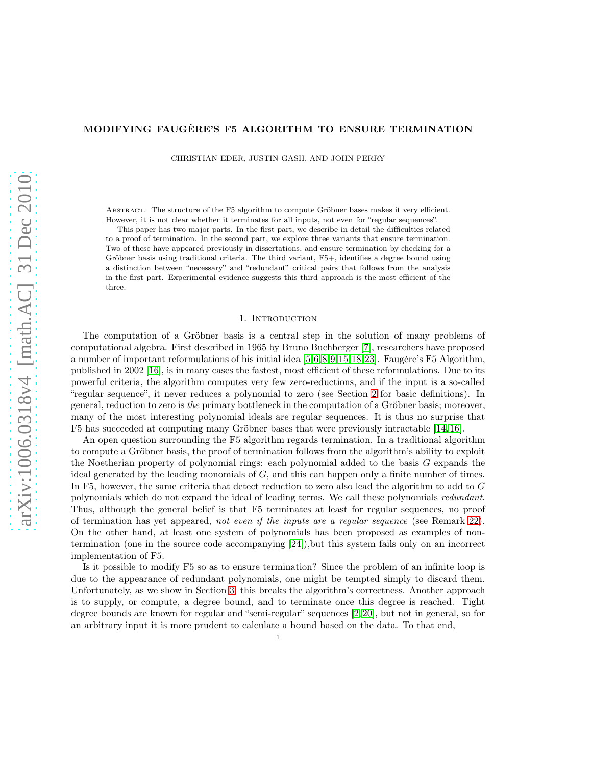# MODIFYING FAUGÈRE'S F5 ALGORITHM TO ENSURE TERMINATION

CHRISTIAN EDER, JUSTIN GASH, AND JOHN PERRY

Abstract. The structure of the F5 algorithm to compute Gröbner bases makes it very efficient. However, it is not clear whether it terminates for all inputs, not even for "regular sequences".

This paper has two major parts. In the first part, we describe in detail the difficulties related to a proof of termination. In the second part, we explore three variants that ensure termination. Two of these have appeared previously in dissertations, and ensure termination by checking for a Gröbner basis using traditional criteria. The third variant, F5+, identifies a degree bound using a distinction between "necessary" and "redundant" critical pairs that follows from the analysis in the first part. Experimental evidence suggests this third approach is the most efficient of the three.

## 1. Introduction

The computation of a Gröbner basis is a central step in the solution of many problems of computational algebra. First described in 1965 by Bruno Buchberger [7], researchers have proposed a number of important reformulations of his initial idea [5,6,8,9,15,18,23]. Faugère's F5 Algorithm, published in 2002 [16], is in many cases the fastest, most efficient of these reformulations. Due to its powerful criteria, the algorithm computes very few zero-reductions, and if the input is a so-called "regular sequence", it never reduces a polynomial to zero (see Section 2 for basic definitions). In general, reduction to zero is *the* primary bottleneck in the computation of a Gröbner basis; moreover, many of the most interesting polynomial ideals are regular sequences. It is thus no surprise that F5 has succeeded at computing many Gröbner bases that were previously intractable [14,16].

An open question surrounding the F5 algorithm regards termination. In a traditional algorithm to compute a Gröbner basis, the proof of termination follows from the algorithm's ability to exploit the Noetherian property of polynomial rings: each polynomial added to the basis $G$ expands the ideal generated by the leading monomials of $G$, and this can happen only a finite number of times. In F5, however, the same criteria that detect reduction to zero also lead the algorithm to add to $G$ polynomials which do not expand the ideal of leading terms. We call these polynomials *redundant*. Thus, although the general belief is that F5 terminates at least for regular sequences, no proof of termination has yet appeared, *not even if the inputs are a regular sequence* (see Remark 22). On the other hand, at least one system of polynomials has been proposed as examples of non-termination (one in the source code accompanying [24]),but this system fails only on an incorrect implementation of F5.

Is it possible to modify F5 so as to ensure termination? Since the problem of an infinite loop is due to the appearance of redundant polynomials, one might be tempted simply to discard them. Unfortunately, as we show in Section 3, this breaks the algorithm's correctness. Another approach is to supply, or compute, a degree bound, and to terminate once this degree is reached. Tight degree bounds are known for regular and "semi-regular" sequences [2,20], but not in general, so for an arbitrary input it is more prudent to calculate a bound based on the data. To that end,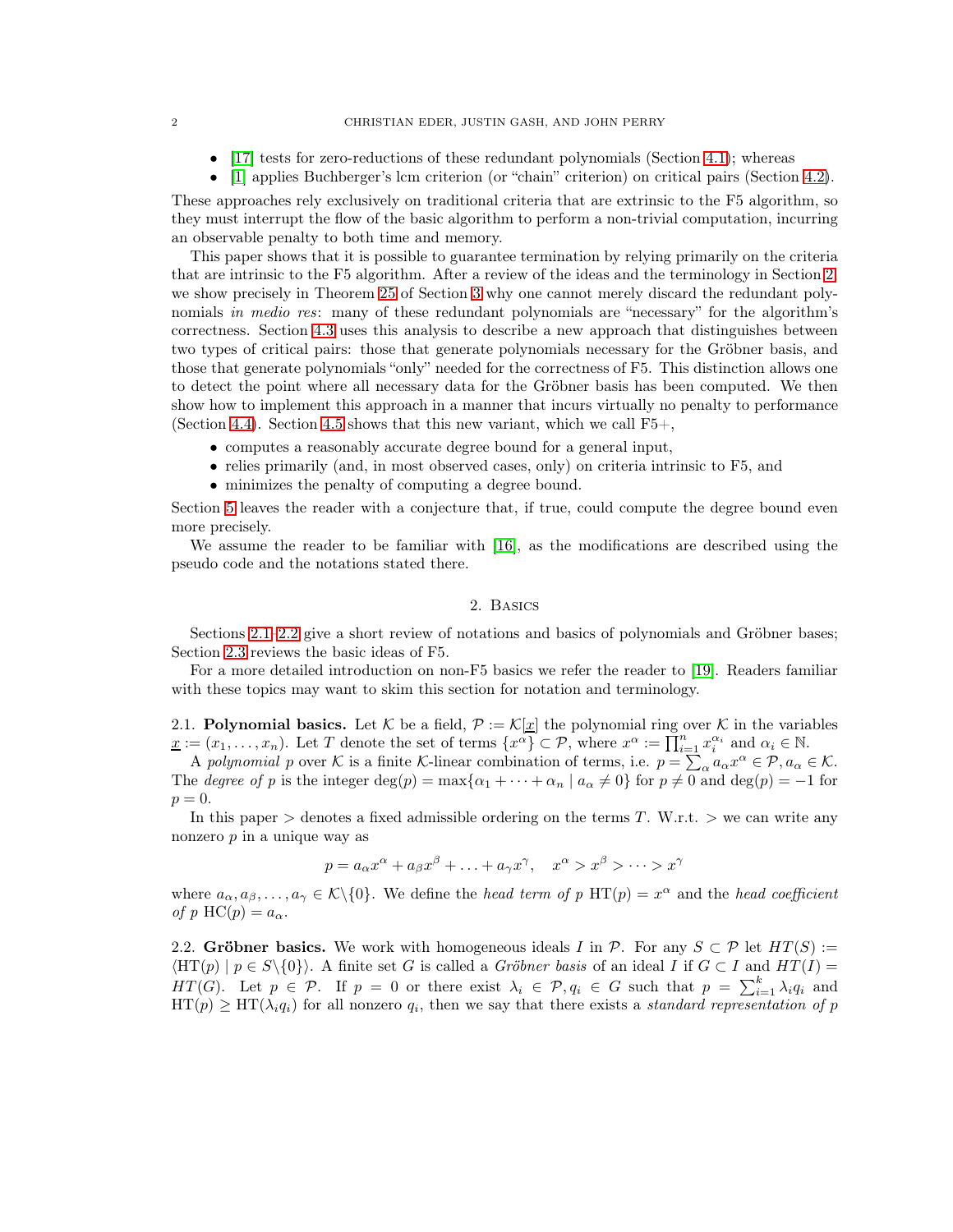- [17] tests for zero-reductions of these redundant polynomials (Section 4.1); whereas
- [1] applies Buchberger's lcm criterion (or "chain" criterion) on critical pairs (Section 4.2).

These approaches rely exclusively on traditional criteria that are extrinsic to the F5 algorithm, so they must interrupt the flow of the basic algorithm to perform a non-trivial computation, incurring an observable penalty to both time and memory.

This paper shows that it is possible to guarantee termination by relying primarily on the criteria that are intrinsic to the F5 algorithm. After a review of the ideas and the terminology in Section 2, we show precisely in Theorem 25 of Section 3 why one cannot merely discard the redundant polynomials *in medio res*: many of these redundant polynomials are "necessary" for the algorithm's correctness. Section 4.3 uses this analysis to describe a new approach that distinguishes between two types of critical pairs: those that generate polynomials necessary for the Gröbner basis, and those that generate polynomials "only" needed for the correctness of F5. This distinction allows one to detect the point where all necessary data for the Gröbner basis has been computed. We then show how to implement this approach in a manner that incurs virtually no penalty to performance (Section 4.4). Section 4.5 shows that this new variant, which we call F5+,

- computes a reasonably accurate degree bound for a general input,
- relies primarily (and, in most observed cases, only) on criteria intrinsic to F5, and
- minimizes the penalty of computing a degree bound.

Section 5 leaves the reader with a conjecture that, if true, could compute the degree bound even more precisely.

We assume the reader to be familiar with [16], as the modifications are described using the pseudo code and the notations stated there.

## 2. Basics

Sections 2.1–2.2 give a short review of notations and basics of polynomials and Gröbner bases; Section 2.3 reviews the basic ideas of F5.

For a more detailed introduction on non-F5 basics we refer the reader to [19]. Readers familiar with these topics may want to skim this section for notation and terminology.

**2.1. Polynomial basics.** Let $\mathcal{K}$ be a field, $\mathcal{P} := \mathcal{K}[\underline{x}]$ the polynomial ring over $\mathcal{K}$ in the variables $\underline{x} := (x_1, \ldots, x_n)$. Let $T$ denote the set of terms $\{x^\alpha\} \subset \mathcal{P}$, where $x^\alpha := \prod_{i=1}^n x_i^{\alpha_i}$ and $\alpha_i \in \mathbb{N}$.

A *polynomial* $p$ over $\mathcal{K}$ is a finite $\mathcal{K}$-linear combination of terms, i.e. $p = \sum_\alpha a_\alpha x^\alpha \in \mathcal{P}, a_\alpha \in \mathcal{K}$. The *degree of* $p$ is the integer $\deg(p) = \max\{\alpha_1 + \cdots + \alpha_n \mid a_\alpha \neq 0\}$ for $p \neq 0$ and $\deg(p) = -1$ for $p = 0$.

In this paper $>$ denotes a fixed admissible ordering on the terms $T$. W.r.t. $>$ we can write any nonzero $p$ in a unique way as

$$p = a_\alpha x^\alpha + a_\beta x^\beta + \ldots + a_\gamma x^\gamma, \quad x^\alpha > x^\beta > \cdots > x^\gamma$$

where $a_\alpha, a_\beta, \ldots, a_\gamma \in \mathcal{K}\backslash\{0\}$. We define the *head term of* $p$ $\mathrm{HT}(p) = x^\alpha$ and the *head coefficient of* $p$ $\mathrm{HC}(p) = a_\alpha$.

**2.2. Gröbner basics.** We work with homogeneous ideals $I$ in $\mathcal{P}$. For any $S \subset \mathcal{P}$ let $HT(S) := \langle \mathrm{HT}(p) \mid p \in S\backslash\{0\}\rangle$. A finite set $G$ is called a *Gröbner basis* of an ideal $I$ if $G \subset I$ and $HT(I) = HT(G)$. Let $p \in \mathcal{P}$. If $p = 0$ or there exist $\lambda_i \in \mathcal{P}, q_i \in G$ such that $p = \sum_{i=1}^k \lambda_i q_i$ and $\mathrm{HT}(p) \geq \mathrm{HT}(\lambda_i q_i)$ for all nonzero $q_i$, then we say that there exists a *standard representation of* $p$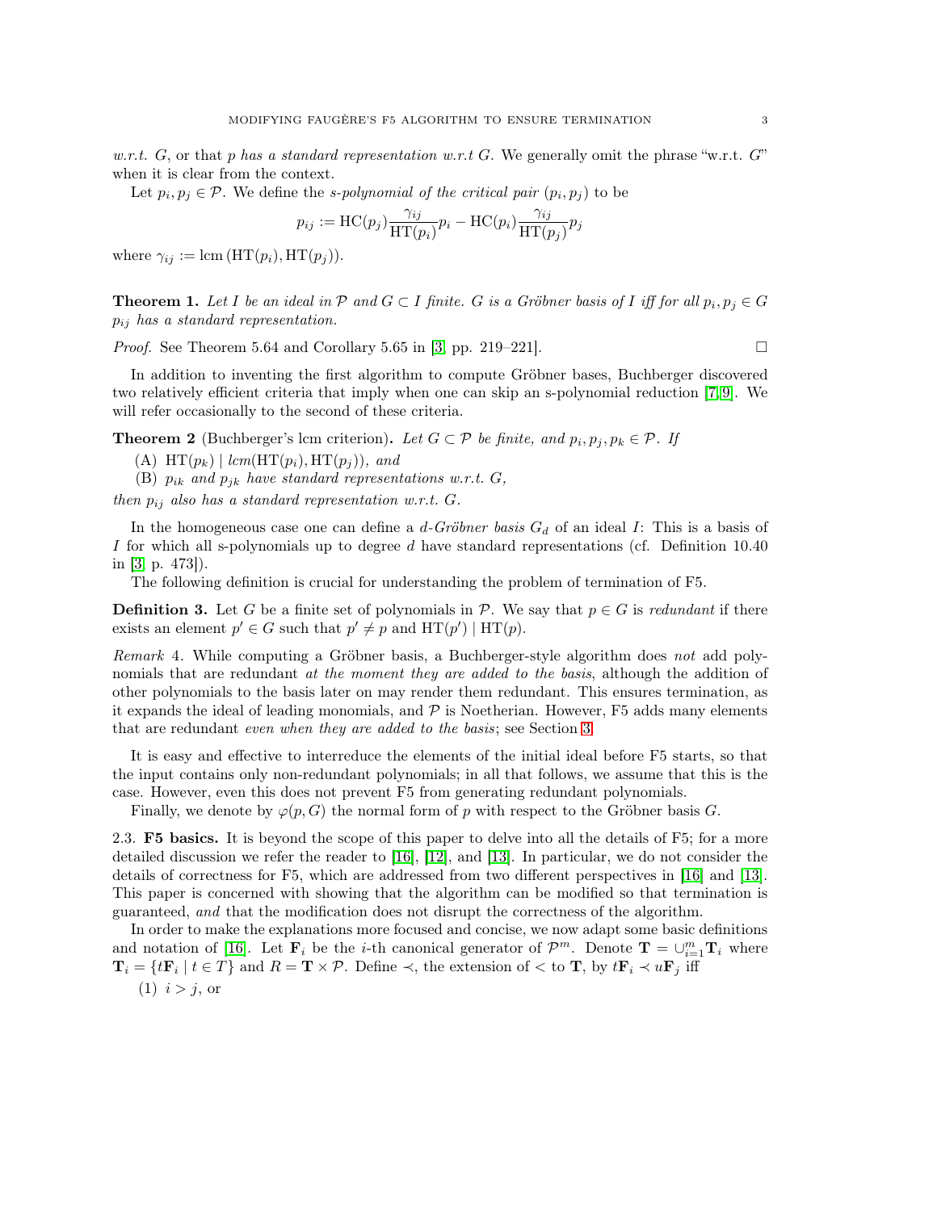*w.r.t. G*, or that *p has a standard representation w.r.t G*. We generally omit the phrase "w.r.t. $G$" when it is clear from the context.

Let $p_i, p_j \in \mathcal{P}$. We define the *s-polynomial of the critical pair* $(p_i, p_j)$ to be

$$p_{ij} := \mathrm{HC}(p_j)\frac{\gamma_{ij}}{\mathrm{HT}(p_i)}p_i - \mathrm{HC}(p_i)\frac{\gamma_{ij}}{\mathrm{HT}(p_j)}p_j$$

where $\gamma_{ij} := \mathrm{lcm}\,(\mathrm{HT}(p_i), \mathrm{HT}(p_j))$.

**Theorem 1.** *Let $I$ be an ideal in $\mathcal{P}$ and $G \subset I$ finite. $G$ is a Gröbner basis of $I$ iff for all $p_i, p_j \in G$ $p_{ij}$ has a standard representation.*

*Proof.* See Theorem 5.64 and Corollary 5.65 in [3, pp. 219–221]. □

In addition to inventing the first algorithm to compute Gröbner bases, Buchberger discovered two relatively efficient criteria that imply when one can skip an s-polynomial reduction [7, 9]. We will refer occasionally to the second of these criteria.

**Theorem 2** (Buchberger's lcm criterion)**.** *Let $G \subset \mathcal{P}$ be finite, and $p_i, p_j, p_k \in \mathcal{P}$. If*

(A) $\mathrm{HT}(p_k) \mid lcm(\mathrm{HT}(p_i), \mathrm{HT}(p_j))$*, and*

(B) *$p_{ik}$ and $p_{jk}$ have standard representations w.r.t. $G$,*

*then $p_{ij}$ also has a standard representation w.r.t. $G$.*

In the homogeneous case one can define a *$d$-Gröbner basis* $G_d$ of an ideal $I$: This is a basis of $I$ for which all s-polynomials up to degree $d$ have standard representations (cf. Definition 10.40 in [3, p. 473]).

The following definition is crucial for understanding the problem of termination of F5.

**Definition 3.** Let $G$ be a finite set of polynomials in $\mathcal{P}$. We say that $p \in G$ is *redundant* if there exists an element $p' \in G$ such that $p' \neq p$ and $\mathrm{HT}(p') \mid \mathrm{HT}(p)$.

*Remark* 4. While computing a Gröbner basis, a Buchberger-style algorithm does *not* add polynomials that are redundant *at the moment they are added to the basis*, although the addition of other polynomials to the basis later on may render them redundant. This ensures termination, as it expands the ideal of leading monomials, and $\mathcal{P}$ is Noetherian. However, F5 adds many elements that are redundant *even when they are added to the basis*; see Section 3.

It is easy and effective to interreduce the elements of the initial ideal before F5 starts, so that the input contains only non-redundant polynomials; in all that follows, we assume that this is the case. However, even this does not prevent F5 from generating redundant polynomials.

Finally, we denote by $\varphi(p, G)$ the normal form of $p$ with respect to the Gröbner basis $G$.

2.3. **F5 basics.** It is beyond the scope of this paper to delve into all the details of F5; for a more detailed discussion we refer the reader to [16], [12], and [13]. In particular, we do not consider the details of correctness for F5, which are addressed from two different perspectives in [16] and [13]. This paper is concerned with showing that the algorithm can be modified so that termination is guaranteed, *and* that the modification does not disrupt the correctness of the algorithm.

In order to make the explanations more focused and concise, we now adapt some basic definitions and notation of [16]. Let $\mathbf{F}_i$ be the $i$-th canonical generator of $\mathcal{P}^m$. Denote $\mathbf{T} = \cup_{i=1}^m \mathbf{T}_i$ where $\mathbf{T}_i = \{t\mathbf{F}_i \mid t \in T\}$ and $R = \mathbf{T} \times \mathcal{P}$. Define $\prec$, the extension of $<$ to $\mathbf{T}$, by $t\mathbf{F}_i \prec u\mathbf{F}_j$ iff

(1) $i > j$, or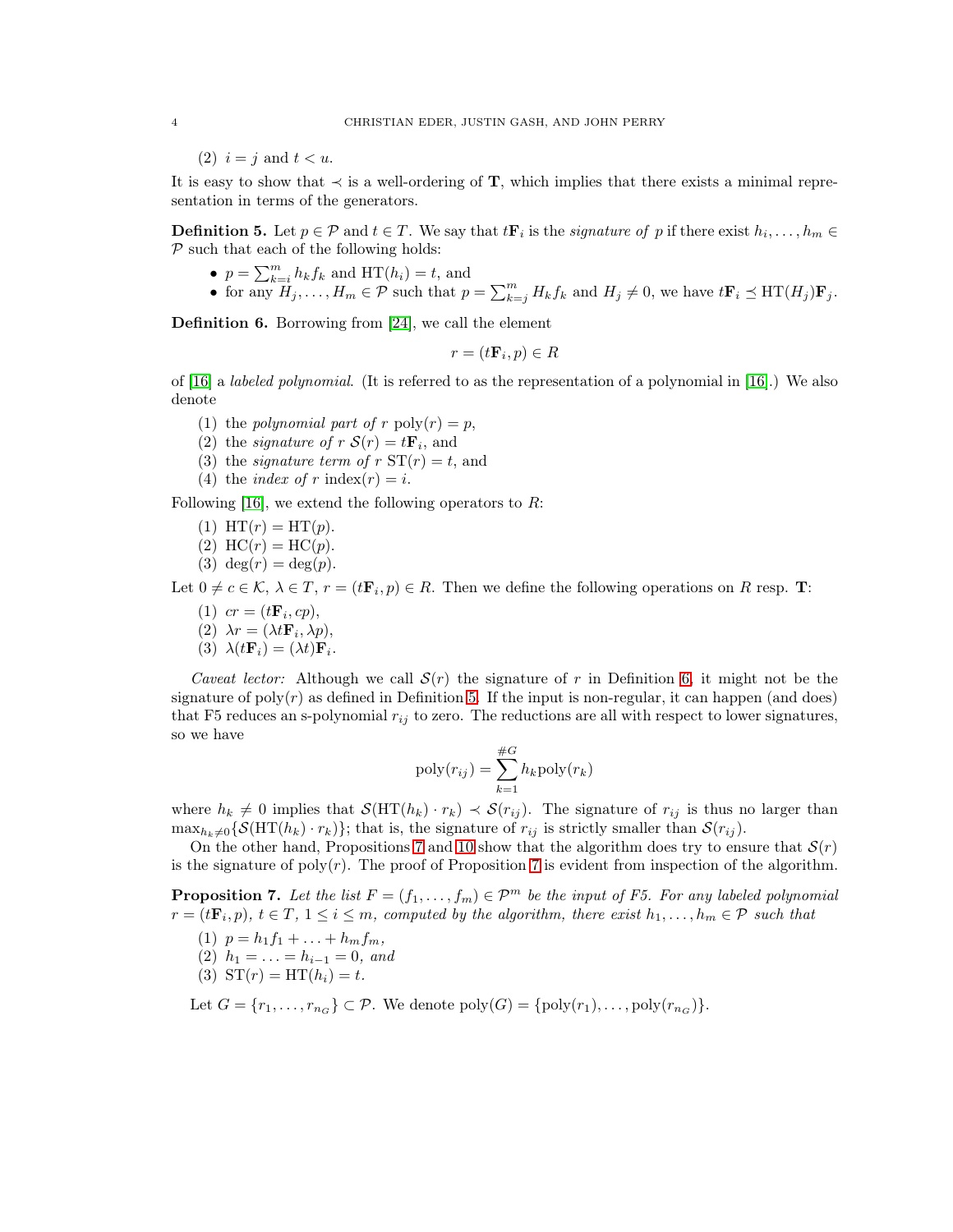(2) $i = j$ and $t < u$.

It is easy to show that $\prec$ is a well-ordering of $\mathbf{T}$, which implies that there exists a minimal representation in terms of the generators.

**Definition 5.** Let $p \in \mathcal{P}$ and $t \in T$. We say that $t\mathbf{F}_i$ is the *signature of* $p$ if there exist $h_i, \ldots, h_m \in \mathcal{P}$ such that each of the following holds:

- $p = \sum_{k=i}^{m} h_k f_k$ and $\mathrm{HT}(h_i) = t$, and
- for any $H_j, \ldots, H_m \in \mathcal{P}$ such that $p = \sum_{k=j}^{m} H_k f_k$ and $H_j \neq 0$, we have $t\mathbf{F}_i \preceq \mathrm{HT}(H_j)\mathbf{F}_j$.

**Definition 6.** Borrowing from [24], we call the element

$$r = (t\mathbf{F}_i, p) \in R$$

of [16] a *labeled polynomial*. (It is referred to as the representation of a polynomial in [16].) We also denote

(1) the *polynomial part of* $r$ $\mathrm{poly}(r) = p$,
(2) the *signature of* $r$ $\mathcal{S}(r) = t\mathbf{F}_i$, and
(3) the *signature term of* $r$ $\mathrm{ST}(r) = t$, and
(4) the *index of* $r$ $\mathrm{index}(r) = i$.

Following [16], we extend the following operators to $R$:

(1) $\mathrm{HT}(r) = \mathrm{HT}(p)$.
(2) $\mathrm{HC}(r) = \mathrm{HC}(p)$.
(3) $\deg(r) = \deg(p)$.

Let $0 \neq c \in \mathcal{K}$, $\lambda \in T$, $r = (t\mathbf{F}_i, p) \in R$. Then we define the following operations on $R$ resp. $\mathbf{T}$:

(1) $cr = (t\mathbf{F}_i, cp)$,
(2) $\lambda r = (\lambda t\mathbf{F}_i, \lambda p)$,
(3) $\lambda(t\mathbf{F}_i) = (\lambda t)\mathbf{F}_i$.

*Caveat lector:* Although we call $\mathcal{S}(r)$ the signature of $r$ in Definition 6, it might not be the signature of $\mathrm{poly}(r)$ as defined in Definition 5. If the input is non-regular, it can happen (and does) that F5 reduces an s-polynomial $r_{ij}$ to zero. The reductions are all with respect to lower signatures, so we have

$$\mathrm{poly}(r_{ij}) = \sum_{k=1}^{\#G} h_k \mathrm{poly}(r_k)$$

where $h_k \neq 0$ implies that $\mathcal{S}(\mathrm{HT}(h_k) \cdot r_k) \prec \mathcal{S}(r_{ij})$. The signature of $r_{ij}$ is thus no larger than $\max_{h_k \neq 0}\{\mathcal{S}(\mathrm{HT}(h_k) \cdot r_k)\}$; that is, the signature of $r_{ij}$ is strictly smaller than $\mathcal{S}(r_{ij})$.

On the other hand, Propositions 7 and 10 show that the algorithm does try to ensure that $\mathcal{S}(r)$ is the signature of $\mathrm{poly}(r)$. The proof of Proposition 7 is evident from inspection of the algorithm.

**Proposition 7.** *Let the list $F = (f_1, \ldots, f_m) \in \mathcal{P}^m$ be the input of F5. For any labeled polynomial $r = (t\mathbf{F}_i, p)$, $t \in T$, $1 \leq i \leq m$, computed by the algorithm, there exist $h_1, \ldots, h_m \in \mathcal{P}$ such that*

(1) $p = h_1 f_1 + \ldots + h_m f_m$,
(2) $h_1 = \ldots = h_{i-1} = 0$, *and*
(3) $\mathrm{ST}(r) = \mathrm{HT}(h_i) = t$.

Let $G = \{r_1, \ldots, r_{n_G}\} \subset \mathcal{P}$. We denote $\mathrm{poly}(G) = \{\mathrm{poly}(r_1), \ldots, \mathrm{poly}(r_{n_G})\}$.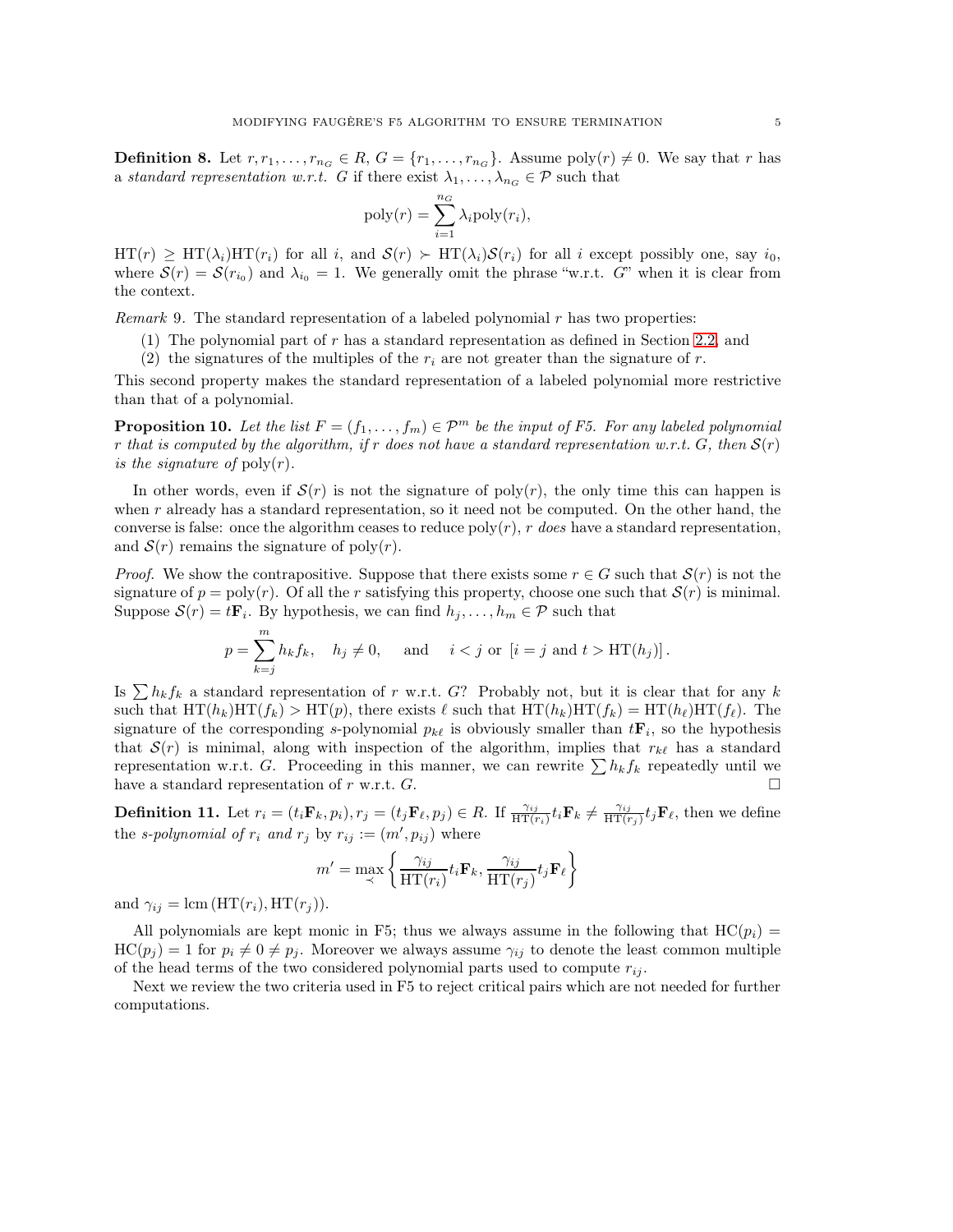**Definition 8.** Let $r, r_1, \ldots, r_{n_G} \in R$, $G = \{r_1, \ldots, r_{n_G}\}$. Assume $\text{poly}(r) \neq 0$. We say that $r$ has a *standard representation w.r.t. $G$* if there exist $\lambda_1, \ldots, \lambda_{n_G} \in \mathcal{P}$ such that

$$\text{poly}(r) = \sum_{i=1}^{n_G} \lambda_i \text{poly}(r_i),$$

$\text{HT}(r) \geq \text{HT}(\lambda_i)\text{HT}(r_i)$ for all $i$, and $\mathcal{S}(r) \succ \text{HT}(\lambda_i)\mathcal{S}(r_i)$ for all $i$ except possibly one, say $i_0$, where $\mathcal{S}(r) = \mathcal{S}(r_{i_0})$ and $\lambda_{i_0} = 1$. We generally omit the phrase "w.r.t. $G$" when it is clear from the context.

*Remark* 9. The standard representation of a labeled polynomial $r$ has two properties:

1. The polynomial part of $r$ has a standard representation as defined in Section 2.2, and
2. the signatures of the multiples of the $r_i$ are not greater than the signature of $r$.

This second property makes the standard representation of a labeled polynomial more restrictive than that of a polynomial.

**Proposition 10.** *Let the list $F = (f_1, \ldots, f_m) \in \mathcal{P}^m$ be the input of F5. For any labeled polynomial $r$ that is computed by the algorithm, if $r$ does not have a standard representation w.r.t. $G$, then $\mathcal{S}(r)$ is the signature of* $\text{poly}(r)$.

In other words, even if $\mathcal{S}(r)$ is not the signature of $\text{poly}(r)$, the only time this can happen is when $r$ already has a standard representation, so it need not be computed. On the other hand, the converse is false: once the algorithm ceases to reduce $\text{poly}(r)$, $r$ *does* have a standard representation, and $\mathcal{S}(r)$ remains the signature of $\text{poly}(r)$.

*Proof.* We show the contrapositive. Suppose that there exists some $r \in G$ such that $\mathcal{S}(r)$ is not the signature of $p = \text{poly}(r)$. Of all the $r$ satisfying this property, choose one such that $\mathcal{S}(r)$ is minimal. Suppose $\mathcal{S}(r) = t\mathbf{F}_i$. By hypothesis, we can find $h_j, \ldots, h_m \in \mathcal{P}$ such that

$$p = \sum_{k=j}^{m} h_k f_k, \quad h_j \neq 0, \quad \text{and} \quad i < j \text{ or } [i = j \text{ and } t > \text{HT}(h_j)].$$

Is $\sum h_k f_k$ a standard representation of $r$ w.r.t. $G$? Probably not, but it is clear that for any $k$ such that $\text{HT}(h_k)\text{HT}(f_k) > \text{HT}(p)$, there exists $\ell$ such that $\text{HT}(h_k)\text{HT}(f_k) = \text{HT}(h_\ell)\text{HT}(f_\ell)$. The signature of the corresponding $s$-polynomial $p_{k\ell}$ is obviously smaller than $t\mathbf{F}_i$, so the hypothesis that $\mathcal{S}(r)$ is minimal, along with inspection of the algorithm, implies that $r_{k\ell}$ has a standard representation w.r.t. $G$. Proceeding in this manner, we can rewrite $\sum h_k f_k$ repeatedly until we have a standard representation of $r$ w.r.t. $G$. □

**Definition 11.** Let $r_i = (t_i\mathbf{F}_k, p_i), r_j = (t_j\mathbf{F}_\ell, p_j) \in R$. If $\frac{\gamma_{ij}}{\text{HT}(r_i)} t_i\mathbf{F}_k \neq \frac{\gamma_{ij}}{\text{HT}(r_j)} t_j\mathbf{F}_\ell$, then we define the *s-polynomial of $r_i$ and $r_j$* by $r_{ij} := (m', p_{ij})$ where

$$m' = \max_{\prec} \left\{ \frac{\gamma_{ij}}{\text{HT}(r_i)} t_i\mathbf{F}_k, \frac{\gamma_{ij}}{\text{HT}(r_j)} t_j\mathbf{F}_\ell \right\}$$

and $\gamma_{ij} = \text{lcm}\left(\text{HT}(r_i), \text{HT}(r_j)\right)$.

All polynomials are kept monic in F5; thus we always assume in the following that $\text{HC}(p_i) = \text{HC}(p_j) = 1$ for $p_i \neq 0 \neq p_j$. Moreover we always assume $\gamma_{ij}$ to denote the least common multiple of the head terms of the two considered polynomial parts used to compute $r_{ij}$.

Next we review the two criteria used in F5 to reject critical pairs which are not needed for further computations.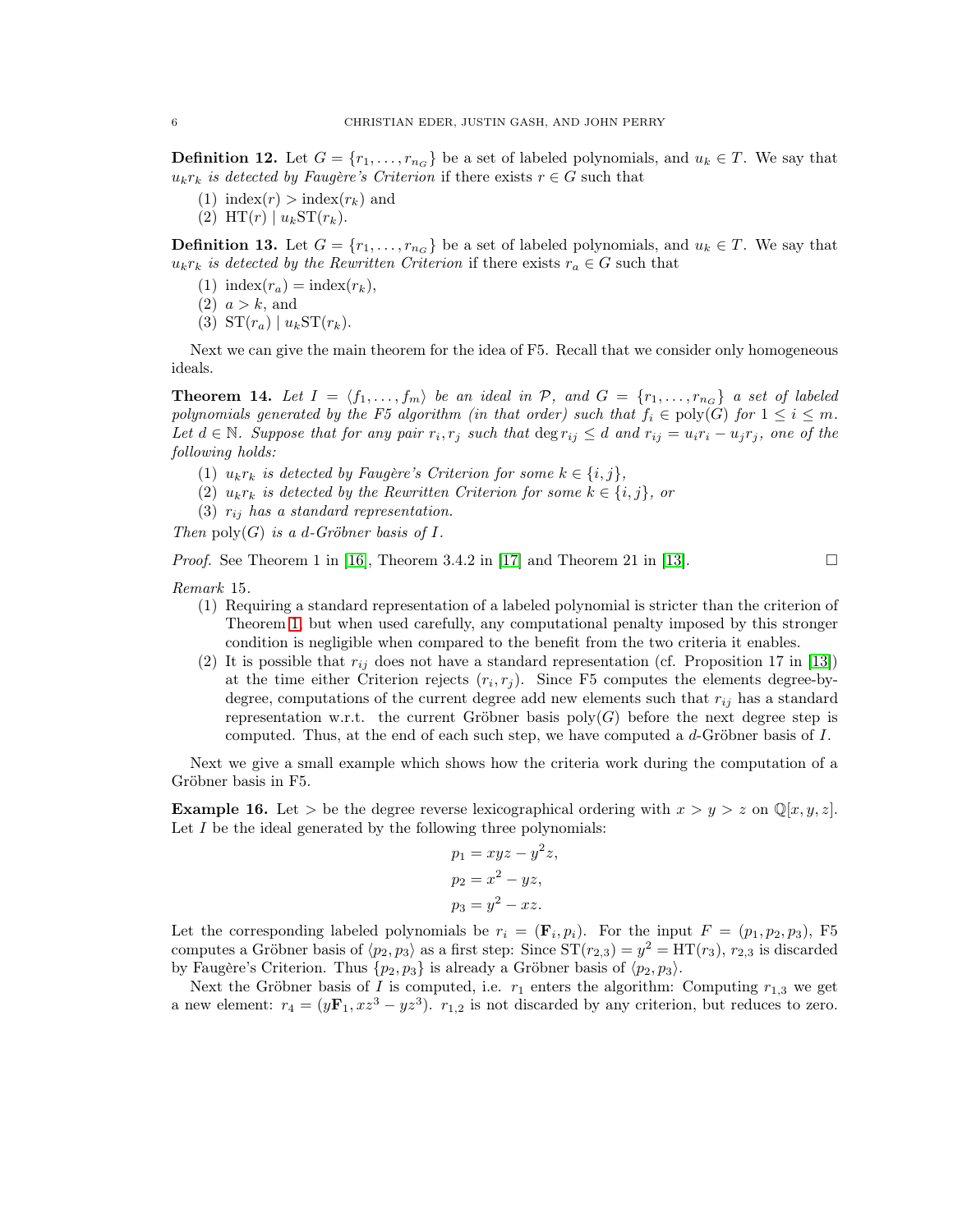**Definition 12.** Let $G = \{r_1, \ldots, r_{n_G}\}$ be a set of labeled polynomials, and $u_k \in T$. We say that $u_k r_k$ *is detected by Faugère's Criterion* if there exists $r \in G$ such that

1. $\operatorname{index}(r) > \operatorname{index}(r_k)$ and
2. $\operatorname{HT}(r) \mid u_k \operatorname{ST}(r_k)$.

**Definition 13.** Let $G = \{r_1, \ldots, r_{n_G}\}$ be a set of labeled polynomials, and $u_k \in T$. We say that $u_k r_k$ *is detected by the Rewritten Criterion* if there exists $r_a \in G$ such that

1. $\operatorname{index}(r_a) = \operatorname{index}(r_k)$,
2. $a > k$, and
3. $\operatorname{ST}(r_a) \mid u_k \operatorname{ST}(r_k)$.

Next we can give the main theorem for the idea of F5. Recall that we consider only homogeneous ideals.

**Theorem 14.** *Let $I = \langle f_1, \ldots, f_m \rangle$ be an ideal in $\mathcal{P}$, and $G = \{r_1, \ldots, r_{n_G}\}$ a set of labeled polynomials generated by the F5 algorithm (in that order) such that $f_i \in \operatorname{poly}(G)$ for $1 \leq i \leq m$. Let $d \in \mathbb{N}$. Suppose that for any pair $r_i, r_j$ such that $\deg r_{ij} \leq d$ and $r_{ij} = u_i r_i - u_j r_j$, one of the following holds:*

1. *$u_k r_k$ is detected by Faugère's Criterion for some $k \in \{i, j\}$,*
2. *$u_k r_k$ is detected by the Rewritten Criterion for some $k \in \{i, j\}$, or*
3. *$r_{ij}$ has a standard representation.*

*Then $\operatorname{poly}(G)$ is a $d$-Gröbner basis of $I$.*

*Proof.* See Theorem 1 in [16], Theorem 3.4.2 in [17] and Theorem 21 in [13]. □

*Remark* 15.

1. Requiring a standard representation of a labeled polynomial is stricter than the criterion of Theorem 1, but when used carefully, any computational penalty imposed by this stronger condition is negligible when compared to the benefit from the two criteria it enables.
2. It is possible that $r_{ij}$ does not have a standard representation (cf. Proposition 17 in [13]) at the time either Criterion rejects $(r_i, r_j)$. Since F5 computes the elements degree-by-degree, computations of the current degree add new elements such that $r_{ij}$ has a standard representation w.r.t. the current Gröbner basis $\operatorname{poly}(G)$ before the next degree step is computed. Thus, at the end of each such step, we have computed a $d$-Gröbner basis of $I$.

Next we give a small example which shows how the criteria work during the computation of a Gröbner basis in F5.

**Example 16.** Let $>$ be the degree reverse lexicographical ordering with $x > y > z$ on $\mathbb{Q}[x, y, z]$. Let $I$ be the ideal generated by the following three polynomials:

$$p_1 = xyz - y^2 z,$$
$$p_2 = x^2 - yz,$$
$$p_3 = y^2 - xz.$$

Let the corresponding labeled polynomials be $r_i = (\mathbf{F}_i, p_i)$. For the input $F = (p_1, p_2, p_3)$, F5 computes a Gröbner basis of $\langle p_2, p_3 \rangle$ as a first step: Since $\operatorname{ST}(r_{2,3}) = y^2 = \operatorname{HT}(r_3)$, $r_{2,3}$ is discarded by Faugère's Criterion. Thus $\{p_2, p_3\}$ is already a Gröbner basis of $\langle p_2, p_3 \rangle$.

Next the Gröbner basis of $I$ is computed, i.e. $r_1$ enters the algorithm: Computing $r_{1,3}$ we get a new element: $r_4 = (y\mathbf{F}_1, xz^3 - yz^3)$. $r_{1,2}$ is not discarded by any criterion, but reduces to zero.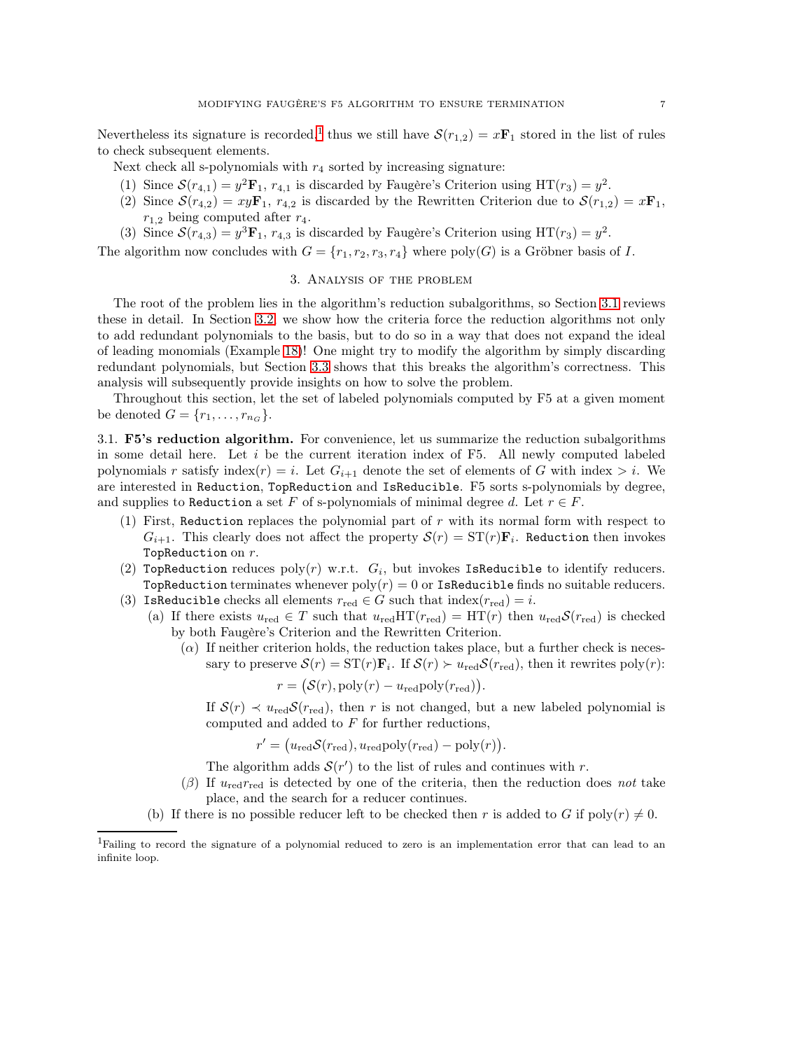Nevertheless its signature is recorded,[1] thus we still have $\mathcal{S}(r_{1,2}) = x\mathbf{F}_1$ stored in the list of rules to check subsequent elements.

Next check all s-polynomials with $r_4$ sorted by increasing signature:

1. Since $\mathcal{S}(r_{4,1}) = y^2\mathbf{F}_1$, $r_{4,1}$ is discarded by Faugère's Criterion using $\mathrm{HT}(r_3) = y^2$.
2. Since $\mathcal{S}(r_{4,2}) = xy\mathbf{F}_1$, $r_{4,2}$ is discarded by the Rewritten Criterion due to $\mathcal{S}(r_{1,2}) = x\mathbf{F}_1$, $r_{1,2}$ being computed after $r_4$.
3. Since $\mathcal{S}(r_{4,3}) = y^3\mathbf{F}_1$, $r_{4,3}$ is discarded by Faugère's Criterion using $\mathrm{HT}(r_3) = y^2$.

The algorithm now concludes with $G = \{r_1, r_2, r_3, r_4\}$ where $\mathrm{poly}(G)$ is a Gröbner basis of $I$.

## 3. Analysis of the problem

The root of the problem lies in the algorithm's reduction subalgorithms, so Section 3.1 reviews these in detail. In Section 3.2, we show how the criteria force the reduction algorithms not only to add redundant polynomials to the basis, but to do so in a way that does not expand the ideal of leading monomials (Example 18)! One might try to modify the algorithm by simply discarding redundant polynomials, but Section 3.3 shows that this breaks the algorithm's correctness. This analysis will subsequently provide insights on how to solve the problem.

Throughout this section, let the set of labeled polynomials computed by F5 at a given moment be denoted $G = \{r_1, \ldots, r_{n_G}\}$.

**3.1. F5's reduction algorithm.** For convenience, let us summarize the reduction subalgorithms in some detail here. Let $i$ be the current iteration index of F5. All newly computed labeled polynomials $r$ satisfy $\mathrm{index}(r) = i$. Let $G_{i+1}$ denote the set of elements of $G$ with index $> i$. We are interested in `Reduction`, `TopReduction` and `IsReducible`. F5 sorts s-polynomials by degree, and supplies to `Reduction` a set $F$ of s-polynomials of minimal degree $d$. Let $r \in F$.

1. First, `Reduction` replaces the polynomial part of $r$ with its normal form with respect to $G_{i+1}$. This clearly does not affect the property $\mathcal{S}(r) = \mathrm{ST}(r)\mathbf{F}_i$. `Reduction` then invokes `TopReduction` on $r$.
2. `TopReduction` reduces $\mathrm{poly}(r)$ w.r.t. $G_i$, but invokes `IsReducible` to identify reducers. `TopReduction` terminates whenever $\mathrm{poly}(r) = 0$ or `IsReducible` finds no suitable reducers.
3. `IsReducible` checks all elements $r_{\mathrm{red}} \in G$ such that $\mathrm{index}(r_{\mathrm{red}}) = i$.
   (a) If there exists $u_{\mathrm{red}} \in T$ such that $u_{\mathrm{red}}\mathrm{HT}(r_{\mathrm{red}}) = \mathrm{HT}(r)$ then $u_{\mathrm{red}}\mathcal{S}(r_{\mathrm{red}})$ is checked by both Faugère's Criterion and the Rewritten Criterion.
      ($\alpha$) If neither criterion holds, the reduction takes place, but a further check is necessary to preserve $\mathcal{S}(r) = \mathrm{ST}(r)\mathbf{F}_i$. If $\mathcal{S}(r) \succ u_{\mathrm{red}}\mathcal{S}(r_{\mathrm{red}})$, then it rewrites $\mathrm{poly}(r)$:
      $$r = \big(\mathcal{S}(r), \mathrm{poly}(r) - u_{\mathrm{red}}\mathrm{poly}(r_{\mathrm{red}})\big).$$
      If $\mathcal{S}(r) \prec u_{\mathrm{red}}\mathcal{S}(r_{\mathrm{red}})$, then $r$ is not changed, but a new labeled polynomial is computed and added to $F$ for further reductions,
      $$r' = \big(u_{\mathrm{red}}\mathcal{S}(r_{\mathrm{red}}), u_{\mathrm{red}}\mathrm{poly}(r_{\mathrm{red}}) - \mathrm{poly}(r)\big).$$
      The algorithm adds $\mathcal{S}(r')$ to the list of rules and continues with $r$.
      ($\beta$) If $u_{\mathrm{red}}r_{\mathrm{red}}$ is detected by one of the criteria, then the reduction does *not* take place, and the search for a reducer continues.
   (b) If there is no possible reducer left to be checked then $r$ is added to $G$ if $\mathrm{poly}(r) \neq 0$.

[1] Failing to record the signature of a polynomial reduced to zero is an implementation error that can lead to an infinite loop.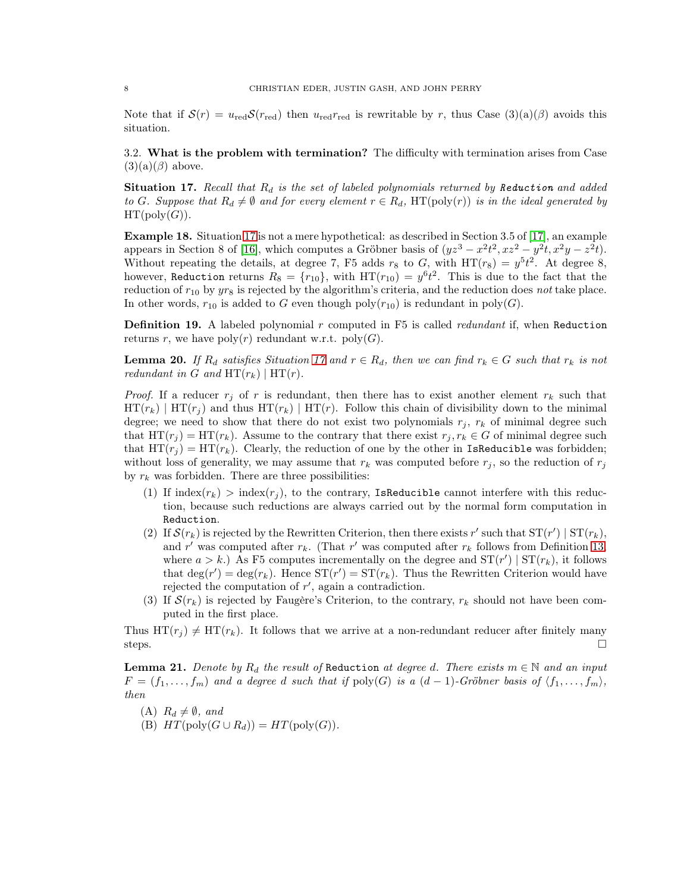Note that if $\mathcal{S}(r) = u_{\mathrm{red}}\mathcal{S}(r_{\mathrm{red}})$ then $u_{\mathrm{red}}r_{\mathrm{red}}$ is rewritable by $r$, thus Case (3)(a)($\beta$) avoids this situation.

### 3.2. What is the problem with termination?

The difficulty with termination arises from Case (3)(a)($\beta$) above.

**Situation 17.** *Recall that $R_d$ is the set of labeled polynomials returned by* `Reduction` *and added to $G$. Suppose that $R_d \neq \emptyset$ and for every element $r \in R_d$, $\mathrm{HT}(\mathrm{poly}(r))$ is in the ideal generated by $\mathrm{HT}(\mathrm{poly}(G))$.*

**Example 18.** Situation 17 is not a mere hypothetical: as described in Section 3.5 of [17], an example appears in Section 8 of [16], which computes a Gröbner basis of $(yz^3 - x^2t^2, xz^2 - y^2t, x^2y - z^2t)$. Without repeating the details, at degree 7, F5 adds $r_8$ to $G$, with $\mathrm{HT}(r_8) = y^5t^2$. At degree 8, however, `Reduction` returns $R_8 = \{r_{10}\}$, with $\mathrm{HT}(r_{10}) = y^6t^2$. This is due to the fact that the reduction of $r_{10}$ by $yr_8$ is rejected by the algorithm's criteria, and the reduction does *not* take place. In other words, $r_{10}$ is added to $G$ even though $\mathrm{poly}(r_{10})$ is redundant in $\mathrm{poly}(G)$.

**Definition 19.** A labeled polynomial $r$ computed in F5 is called *redundant* if, when `Reduction` returns $r$, we have $\mathrm{poly}(r)$ redundant w.r.t. $\mathrm{poly}(G)$.

**Lemma 20.** *If $R_d$ satisfies Situation 17 and $r \in R_d$, then we can find $r_k \in G$ such that $r_k$ is not redundant in $G$ and $\mathrm{HT}(r_k) \mid \mathrm{HT}(r)$.*

*Proof.* If a reducer $r_j$ of $r$ is redundant, then there has to exist another element $r_k$ such that $\mathrm{HT}(r_k) \mid \mathrm{HT}(r_j)$ and thus $\mathrm{HT}(r_k) \mid \mathrm{HT}(r)$. Follow this chain of divisibility down to the minimal degree; we need to show that there do not exist two polynomials $r_j$, $r_k$ of minimal degree such that $\mathrm{HT}(r_j) = \mathrm{HT}(r_k)$. Assume to the contrary that there exist $r_j, r_k \in G$ of minimal degree such that $\mathrm{HT}(r_j) = \mathrm{HT}(r_k)$. Clearly, the reduction of one by the other in `IsReducible` was forbidden; without loss of generality, we may assume that $r_k$ was computed before $r_j$, so the reduction of $r_j$ by $r_k$ was forbidden. There are three possibilities:

1. If $\mathrm{index}(r_k) > \mathrm{index}(r_j)$, to the contrary, `IsReducible` cannot interfere with this reduction, because such reductions are always carried out by the normal form computation in `Reduction`.
2. If $\mathcal{S}(r_k)$ is rejected by the Rewritten Criterion, then there exists $r'$ such that $\mathrm{ST}(r') \mid \mathrm{ST}(r_k)$, and $r'$ was computed after $r_k$. (That $r'$ was computed after $r_k$ follows from Definition 13, where $a > k$.) As F5 computes incrementally on the degree and $\mathrm{ST}(r') \mid \mathrm{ST}(r_k)$, it follows that $\deg(r') = \deg(r_k)$. Hence $\mathrm{ST}(r') = \mathrm{ST}(r_k)$. Thus the Rewritten Criterion would have rejected the computation of $r'$, again a contradiction.
3. If $\mathcal{S}(r_k)$ is rejected by Faugère's Criterion, to the contrary, $r_k$ should not have been computed in the first place.

Thus $\mathrm{HT}(r_j) \neq \mathrm{HT}(r_k)$. It follows that we arrive at a non-redundant reducer after finitely many steps. $\square$

**Lemma 21.** *Denote by $R_d$ the result of* `Reduction` *at degree $d$. There exists $m \in \mathbb{N}$ and an input $F = (f_1, \ldots, f_m)$ and a degree $d$ such that if $\mathrm{poly}(G)$ is a $(d-1)$-Gröbner basis of $\langle f_1, \ldots, f_m \rangle$, then*

(A) *$R_d \neq \emptyset$, and*

(B) *$HT(\mathrm{poly}(G \cup R_d)) = HT(\mathrm{poly}(G))$.*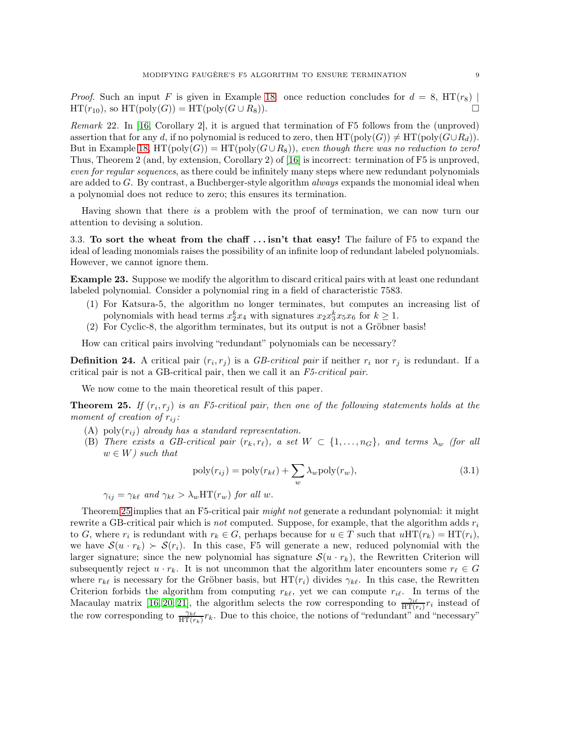*Proof.* Such an input $F$ is given in Example 18: once reduction concludes for $d = 8$, $\mathrm{HT}(r_8) \mid \mathrm{HT}(r_{10})$, so $\mathrm{HT}(\mathrm{poly}(G)) = \mathrm{HT}(\mathrm{poly}(G \cup R_8))$. □

*Remark* 22. In [16, Corollary 2], it is argued that termination of F5 follows from the (unproved) assertion that for any $d$, if no polynomial is reduced to zero, then $\mathrm{HT}(\mathrm{poly}(G)) \neq \mathrm{HT}(\mathrm{poly}(G \cup R_d))$. But in Example 18, $\mathrm{HT}(\mathrm{poly}(G)) = \mathrm{HT}(\mathrm{poly}(G \cup R_8))$, *even though there was no reduction to zero!* Thus, Theorem 2 (and, by extension, Corollary 2) of [16] is incorrect: termination of F5 is unproved, *even for regular sequences*, as there could be infinitely many steps where new redundant polynomials are added to $G$. By contrast, a Buchberger-style algorithm *always* expands the monomial ideal when a polynomial does not reduce to zero; this ensures its termination.

Having shown that there *is* a problem with the proof of termination, we can now turn our attention to devising a solution.

3.3. **To sort the wheat from the chaff ... isn't that easy!** The failure of F5 to expand the ideal of leading monomials raises the possibility of an infinite loop of redundant labeled polynomials. However, we cannot ignore them.

**Example 23.** Suppose we modify the algorithm to discard critical pairs with at least one redundant labeled polynomial. Consider a polynomial ring in a field of characteristic 7583.

1. For Katsura-5, the algorithm no longer terminates, but computes an increasing list of polynomials with head terms $x_2^k x_4$ with signatures $x_2 x_3^k x_5 x_6$ for $k \geq 1$.
2. For Cyclic-8, the algorithm terminates, but its output is not a Gröbner basis!

How can critical pairs involving "redundant" polynomials can be necessary?

**Definition 24.** A critical pair $(r_i, r_j)$ is a *GB-critical pair* if neither $r_i$ nor $r_j$ is redundant. If a critical pair is not a GB-critical pair, then we call it an *F5-critical pair*.

We now come to the main theoretical result of this paper.

**Theorem 25.** *If $(r_i, r_j)$ is an F5-critical pair, then one of the following statements holds at the moment of creation of $r_{ij}$:*

(A) $\mathrm{poly}(r_{ij})$ *already has a standard representation.*
(B) *There exists a GB-critical pair $(r_k, r_\ell)$, a set $W \subset \{1, \ldots, n_G\}$, and terms $\lambda_w$ (for all $w \in W$) such that*

$$\mathrm{poly}(r_{ij}) = \mathrm{poly}(r_{k\ell}) + \sum_w \lambda_w \mathrm{poly}(r_w), \tag{3.1}$$

$\gamma_{ij} = \gamma_{k\ell}$ *and* $\gamma_{k\ell} > \lambda_w \mathrm{HT}(r_w)$ *for all* $w$.

Theorem 25 implies that an F5-critical pair *might not* generate a redundant polynomial: it might rewrite a GB-critical pair which is *not* computed. Suppose, for example, that the algorithm adds $r_i$ to $G$, where $r_i$ is redundant with $r_k \in G$, perhaps because for $u \in T$ such that $u\mathrm{HT}(r_k) = \mathrm{HT}(r_i)$, we have $\mathcal{S}(u \cdot r_k) \succ \mathcal{S}(r_i)$. In this case, F5 will generate a new, reduced polynomial with the larger signature; since the new polynomial has signature $\mathcal{S}(u \cdot r_k)$, the Rewritten Criterion will subsequently reject $u \cdot r_k$. It is not uncommon that the algorithm later encounters some $r_\ell \in G$ where $r_{k\ell}$ is necessary for the Gröbner basis, but $\mathrm{HT}(r_i)$ divides $\gamma_{k\ell}$. In this case, the Rewritten Criterion forbids the algorithm from computing $r_{k\ell}$, yet we can compute $r_{i\ell}$. In terms of the Macaulay matrix [16, 20, 21], the algorithm selects the row corresponding to $\frac{\gamma_{i\ell}}{\mathrm{HT}(r_i)} r_i$ instead of the row corresponding to $\frac{\gamma_{k\ell}}{\mathrm{HT}(r_k)} r_k$. Due to this choice, the notions of "redundant" and "necessary"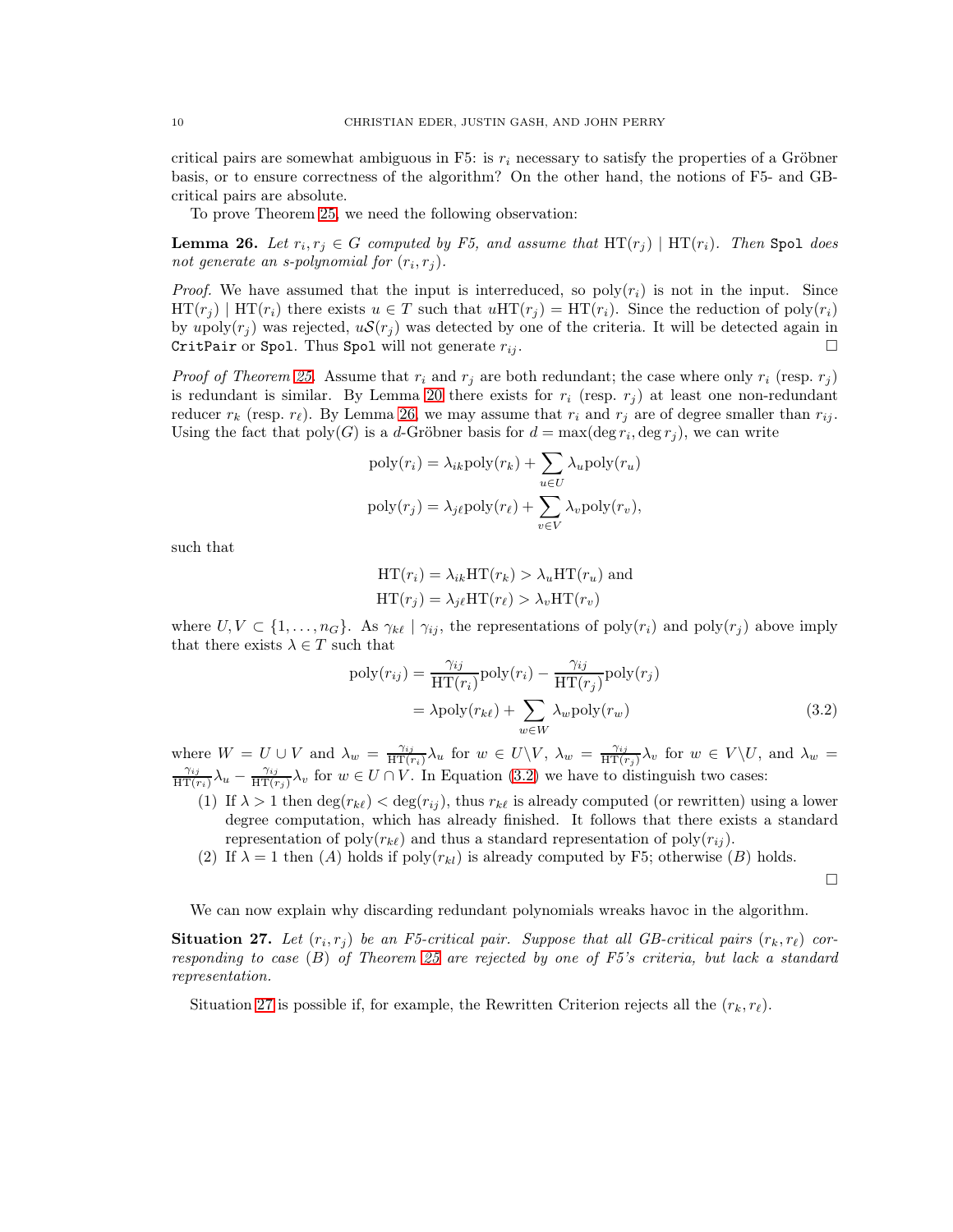critical pairs are somewhat ambiguous in F5: is $r_i$ necessary to satisfy the properties of a Gröbner basis, or to ensure correctness of the algorithm? On the other hand, the notions of F5- and GB-critical pairs are absolute.

To prove Theorem 25, we need the following observation:

**Lemma 26.** *Let $r_i, r_j \in G$ computed by F5, and assume that $\mathrm{HT}(r_j) \mid \mathrm{HT}(r_i)$. Then* `Spol` *does not generate an s-polynomial for $(r_i, r_j)$.*

*Proof.* We have assumed that the input is interreduced, so $\mathrm{poly}(r_i)$ is not in the input. Since $\mathrm{HT}(r_j) \mid \mathrm{HT}(r_i)$ there exists $u \in T$ such that $u\mathrm{HT}(r_j) = \mathrm{HT}(r_i)$. Since the reduction of $\mathrm{poly}(r_i)$ by $u\mathrm{poly}(r_j)$ was rejected, $u\mathcal{S}(r_j)$ was detected by one of the criteria. It will be detected again in `CritPair` or `Spol`. Thus `Spol` will not generate $r_{ij}$. □

*Proof of Theorem 25.* Assume that $r_i$ and $r_j$ are both redundant; the case where only $r_i$ (resp. $r_j$) is redundant is similar. By Lemma 20 there exists for $r_i$ (resp. $r_j$) at least one non-redundant reducer $r_k$ (resp. $r_\ell$). By Lemma 26, we may assume that $r_i$ and $r_j$ are of degree smaller than $r_{ij}$. Using the fact that $\mathrm{poly}(G)$ is a $d$-Gröbner basis for $d = \max(\deg r_i, \deg r_j)$, we can write

$$\mathrm{poly}(r_i) = \lambda_{ik}\mathrm{poly}(r_k) + \sum_{u \in U} \lambda_u \mathrm{poly}(r_u)$$

$$\mathrm{poly}(r_j) = \lambda_{j\ell}\mathrm{poly}(r_\ell) + \sum_{v \in V} \lambda_v \mathrm{poly}(r_v),$$

such that

$$\mathrm{HT}(r_i) = \lambda_{ik}\mathrm{HT}(r_k) > \lambda_u \mathrm{HT}(r_u) \text{ and}$$

$$\mathrm{HT}(r_j) = \lambda_{j\ell}\mathrm{HT}(r_\ell) > \lambda_v \mathrm{HT}(r_v)$$

where $U, V \subset \{1, \ldots, n_G\}$. As $\gamma_{k\ell} \mid \gamma_{ij}$, the representations of $\mathrm{poly}(r_i)$ and $\mathrm{poly}(r_j)$ above imply that there exists $\lambda \in T$ such that

$$\begin{aligned} \mathrm{poly}(r_{ij}) &= \frac{\gamma_{ij}}{\mathrm{HT}(r_i)}\mathrm{poly}(r_i) - \frac{\gamma_{ij}}{\mathrm{HT}(r_j)}\mathrm{poly}(r_j) \\ &= \lambda \mathrm{poly}(r_{k\ell}) + \sum_{w \in W} \lambda_w \mathrm{poly}(r_w) \end{aligned} \tag{3.2}$$

where $W = U \cup V$ and $\lambda_w = \frac{\gamma_{ij}}{\mathrm{HT}(r_i)}\lambda_u$ for $w \in U \backslash V$, $\lambda_w = \frac{\gamma_{ij}}{\mathrm{HT}(r_j)}\lambda_v$ for $w \in V \backslash U$, and $\lambda_w = \frac{\gamma_{ij}}{\mathrm{HT}(r_i)}\lambda_u - \frac{\gamma_{ij}}{\mathrm{HT}(r_j)}\lambda_v$ for $w \in U \cap V$. In Equation (3.2) we have to distinguish two cases:

1. If $\lambda > 1$ then $\deg(r_{k\ell}) < \deg(r_{ij})$, thus $r_{k\ell}$ is already computed (or rewritten) using a lower degree computation, which has already finished. It follows that there exists a standard representation of $\mathrm{poly}(r_{k\ell})$ and thus a standard representation of $\mathrm{poly}(r_{ij})$.
2. If $\lambda = 1$ then $(A)$ holds if $\mathrm{poly}(r_{kl})$ is already computed by F5; otherwise $(B)$ holds.

□

We can now explain why discarding redundant polynomials wreaks havoc in the algorithm.

**Situation 27.** *Let $(r_i, r_j)$ be an F5-critical pair. Suppose that all GB-critical pairs $(r_k, r_\ell)$ corresponding to case $(B)$ of Theorem 25 are rejected by one of F5's criteria, but lack a standard representation.*

Situation 27 is possible if, for example, the Rewritten Criterion rejects all the $(r_k, r_\ell)$.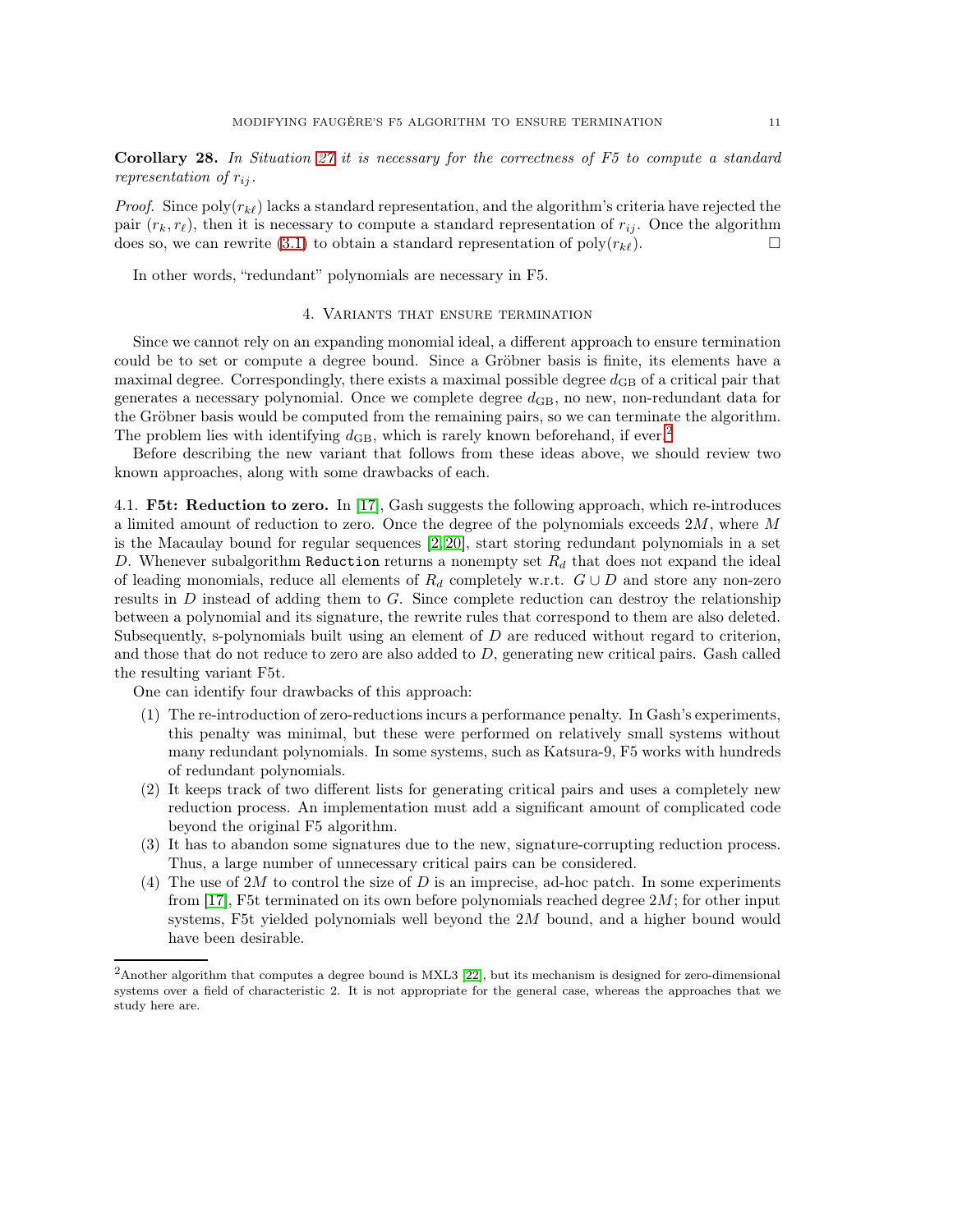**Corollary 28.** *In Situation 27 it is necessary for the correctness of F5 to compute a standard representation of $r_{ij}$.*

*Proof.* Since $\text{poly}(r_{k\ell})$ lacks a standard representation, and the algorithm's criteria have rejected the pair $(r_k, r_\ell)$, then it is necessary to compute a standard representation of $r_{ij}$. Once the algorithm does so, we can rewrite (3.1) to obtain a standard representation of $\text{poly}(r_{k\ell})$. □

In other words, "redundant" polynomials are necessary in F5.

## 4. Variants that ensure termination

Since we cannot rely on an expanding monomial ideal, a different approach to ensure termination could be to set or compute a degree bound. Since a Gröbner basis is finite, its elements have a maximal degree. Correspondingly, there exists a maximal possible degree $d_{\text{GB}}$ of a critical pair that generates a necessary polynomial. Once we complete degree $d_{\text{GB}}$, no new, non-redundant data for the Gröbner basis would be computed from the remaining pairs, so we can terminate the algorithm. The problem lies with identifying $d_{\text{GB}}$, which is rarely known beforehand, if ever.[2]

Before describing the new variant that follows from these ideas above, we should review two known approaches, along with some drawbacks of each.

4.1. **F5t: Reduction to zero.** In [17], Gash suggests the following approach, which re-introduces a limited amount of reduction to zero. Once the degree of the polynomials exceeds $2M$, where $M$ is the Macaulay bound for regular sequences [2, 20], start storing redundant polynomials in a set $D$. Whenever subalgorithm `Reduction` returns a nonempty set $R_d$ that does not expand the ideal of leading monomials, reduce all elements of $R_d$ completely w.r.t. $G \cup D$ and store any non-zero results in $D$ instead of adding them to $G$. Since complete reduction can destroy the relationship between a polynomial and its signature, the rewrite rules that correspond to them are also deleted. Subsequently, s-polynomials built using an element of $D$ are reduced without regard to criterion, and those that do not reduce to zero are also added to $D$, generating new critical pairs. Gash called the resulting variant F5t.

One can identify four drawbacks of this approach:

1. The re-introduction of zero-reductions incurs a performance penalty. In Gash's experiments, this penalty was minimal, but these were performed on relatively small systems without many redundant polynomials. In some systems, such as Katsura-9, F5 works with hundreds of redundant polynomials.
2. It keeps track of two different lists for generating critical pairs and uses a completely new reduction process. An implementation must add a significant amount of complicated code beyond the original F5 algorithm.
3. It has to abandon some signatures due to the new, signature-corrupting reduction process. Thus, a large number of unnecessary critical pairs can be considered.
4. The use of $2M$ to control the size of $D$ is an imprecise, ad-hoc patch. In some experiments from [17], F5t terminated on its own before polynomials reached degree $2M$; for other input systems, F5t yielded polynomials well beyond the $2M$ bound, and a higher bound would have been desirable.

[2] Another algorithm that computes a degree bound is MXL3 [22], but its mechanism is designed for zero-dimensional systems over a field of characteristic 2. It is not appropriate for the general case, whereas the approaches that we study here are.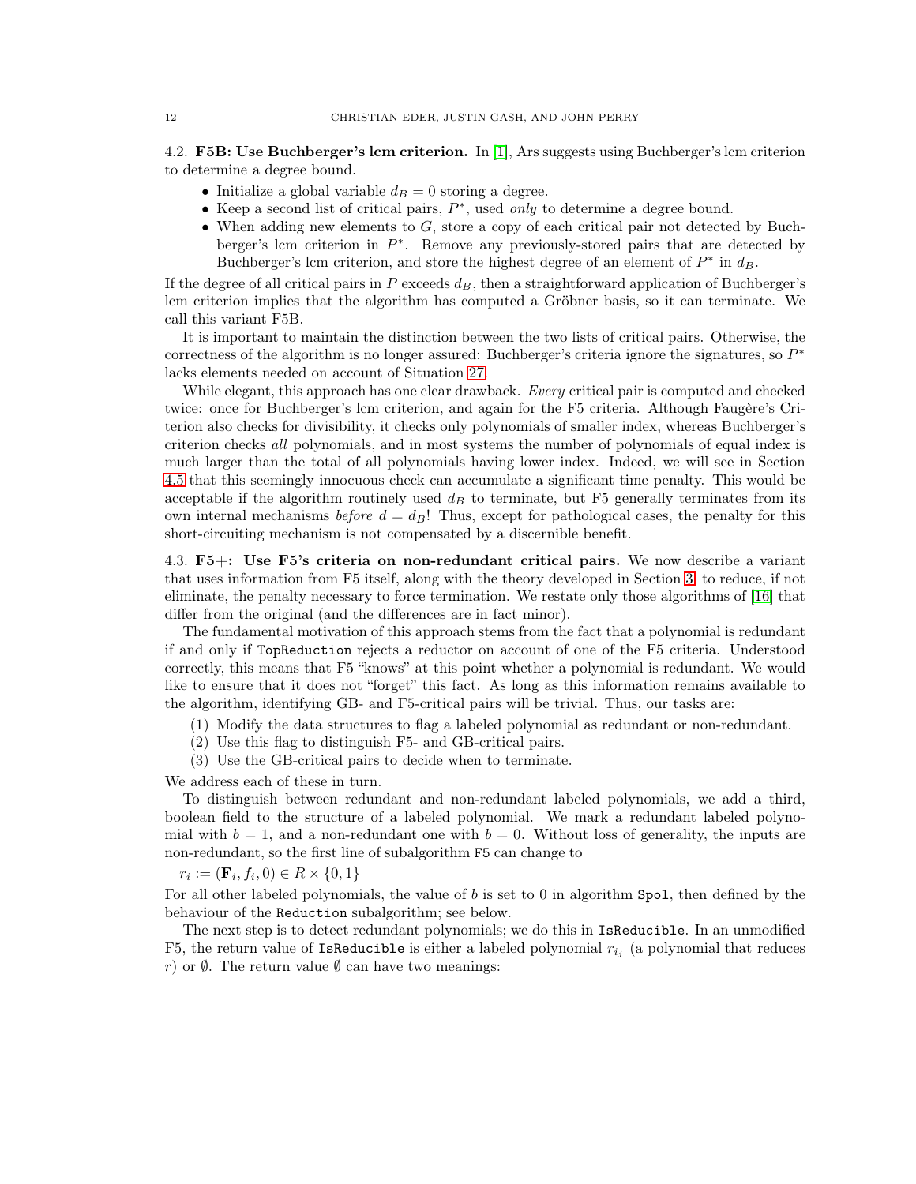### 4.2. **F5B: Use Buchberger's lcm criterion.**

In [1], Ars suggests using Buchberger's lcm criterion to determine a degree bound.

- Initialize a global variable $d_B = 0$ storing a degree.
- Keep a second list of critical pairs, $P^*$, used *only* to determine a degree bound.
- When adding new elements to $G$, store a copy of each critical pair not detected by Buchberger's lcm criterion in $P^*$. Remove any previously-stored pairs that are detected by Buchberger's lcm criterion, and store the highest degree of an element of $P^*$ in $d_B$.

If the degree of all critical pairs in $P$ exceeds $d_B$, then a straightforward application of Buchberger's lcm criterion implies that the algorithm has computed a Gröbner basis, so it can terminate. We call this variant F5B.

It is important to maintain the distinction between the two lists of critical pairs. Otherwise, the correctness of the algorithm is no longer assured: Buchberger's criteria ignore the signatures, so $P^*$ lacks elements needed on account of Situation 27.

While elegant, this approach has one clear drawback. *Every* critical pair is computed and checked twice: once for Buchberger's lcm criterion, and again for the F5 criteria. Although Faugère's Criterion also checks for divisibility, it checks only polynomials of smaller index, whereas Buchberger's criterion checks *all* polynomials, and in most systems the number of polynomials of equal index is much larger than the total of all polynomials having lower index. Indeed, we will see in Section 4.5 that this seemingly innocuous check can accumulate a significant time penalty. This would be acceptable if the algorithm routinely used $d_B$ to terminate, but F5 generally terminates from its own internal mechanisms *before* $d = d_B$! Thus, except for pathological cases, the penalty for this short-circuiting mechanism is not compensated by a discernible benefit.

### 4.3. **F5+: Use F5's criteria on non-redundant critical pairs.**

We now describe a variant that uses information from F5 itself, along with the theory developed in Section 3, to reduce, if not eliminate, the penalty necessary to force termination. We restate only those algorithms of [16] that differ from the original (and the differences are in fact minor).

The fundamental motivation of this approach stems from the fact that a polynomial is redundant if and only if `TopReduction` rejects a reductor on account of one of the F5 criteria. Understood correctly, this means that F5 "knows" at this point whether a polynomial is redundant. We would like to ensure that it does not "forget" this fact. As long as this information remains available to the algorithm, identifying GB- and F5-critical pairs will be trivial. Thus, our tasks are:

1. Modify the data structures to flag a labeled polynomial as redundant or non-redundant.
2. Use this flag to distinguish F5- and GB-critical pairs.
3. Use the GB-critical pairs to decide when to terminate.

We address each of these in turn.

To distinguish between redundant and non-redundant labeled polynomials, we add a third, boolean field to the structure of a labeled polynomial. We mark a redundant labeled polynomial with $b = 1$, and a non-redundant one with $b = 0$. Without loss of generality, the inputs are non-redundant, so the first line of subalgorithm `F5` can change to

$r_i := (\mathbf{F}_i, f_i, 0) \in R \times \{0, 1\}$

For all other labeled polynomials, the value of $b$ is set to 0 in algorithm `Spol`, then defined by the behaviour of the `Reduction` subalgorithm; see below.

The next step is to detect redundant polynomials; we do this in `IsReducible`. In an unmodified F5, the return value of `IsReducible` is either a labeled polynomial $r_{i_j}$ (a polynomial that reduces $r$) or $\emptyset$. The return value $\emptyset$ can have two meanings: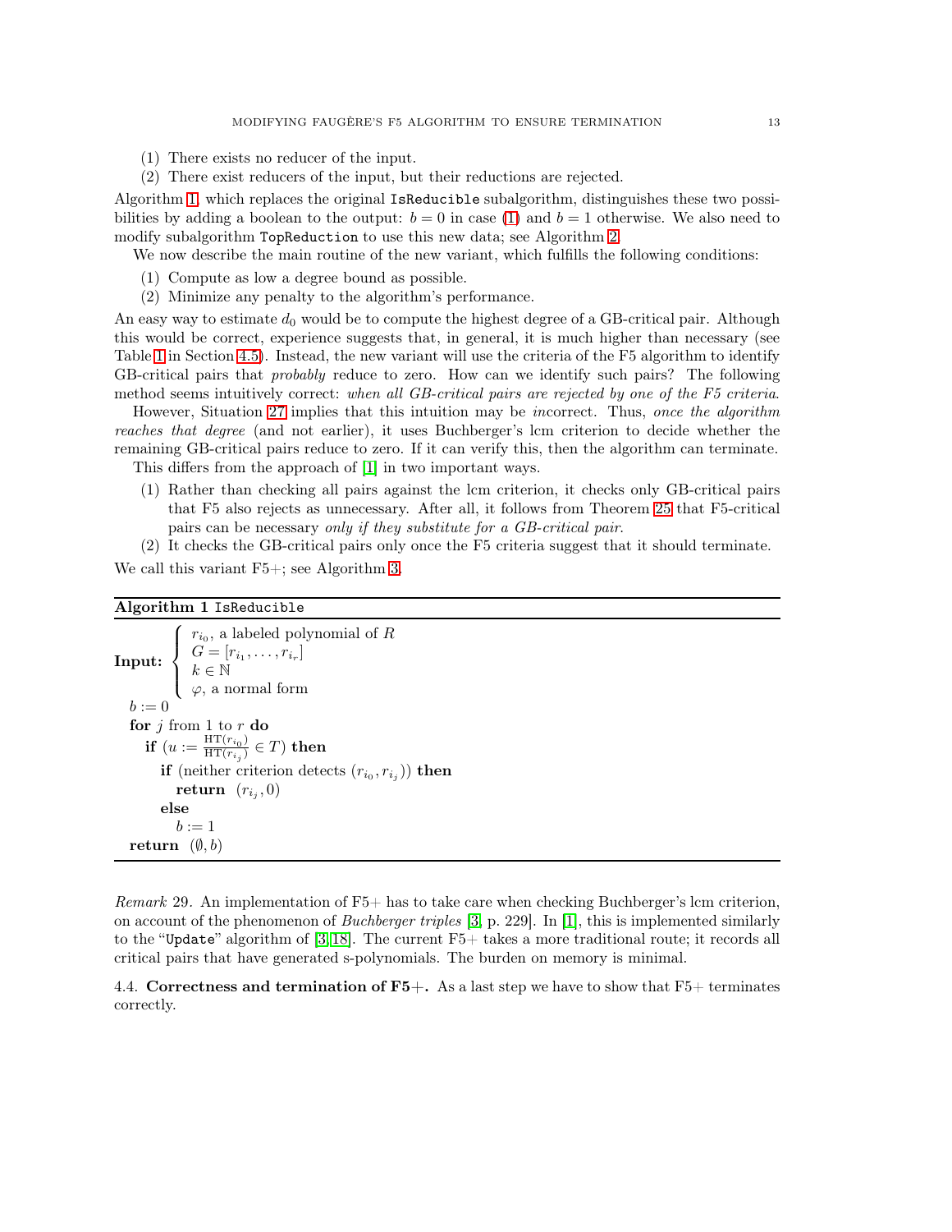(1) There exists no reducer of the input.
(2) There exist reducers of the input, but their reductions are rejected.

Algorithm 1, which replaces the original `IsReducible` subalgorithm, distinguishes these two possibilities by adding a boolean to the output: $b = 0$ in case (1) and $b = 1$ otherwise. We also need to modify subalgorithm `TopReduction` to use this new data; see Algorithm 2.

We now describe the main routine of the new variant, which fulfills the following conditions:

(1) Compute as low a degree bound as possible.
(2) Minimize any penalty to the algorithm's performance.

An easy way to estimate $d_0$ would be to compute the highest degree of a GB-critical pair. Although this would be correct, experience suggests that, in general, it is much higher than necessary (see Table 1 in Section 4.5). Instead, the new variant will use the criteria of the F5 algorithm to identify GB-critical pairs that *probably* reduce to zero. How can we identify such pairs? The following method seems intuitively correct: *when all GB-critical pairs are rejected by one of the F5 criteria.*

However, Situation 27 implies that this intuition may be *in*correct. Thus, *once the algorithm reaches that degree* (and not earlier), it uses Buchberger's lcm criterion to decide whether the remaining GB-critical pairs reduce to zero. If it can verify this, then the algorithm can terminate.

This differs from the approach of [1] in two important ways.

(1) Rather than checking all pairs against the lcm criterion, it checks only GB-critical pairs that F5 also rejects as unnecessary. After all, it follows from Theorem 25 that F5-critical pairs can be necessary *only if they substitute for a GB-critical pair.*
(2) It checks the GB-critical pairs only once the F5 criteria suggest that it should terminate.

We call this variant F5+; see Algorithm 3.

**Algorithm 1** `IsReducible`

**Input:** $\begin{cases} r_{i_0}, \text{ a labeled polynomial of } R \\ G = [r_{i_1}, \ldots, r_{i_r}] \\ k \in \mathbb{N} \\ \varphi, \text{ a normal form} \end{cases}$

$b := 0$
**for** $j$ from 1 to $r$ **do**
  **if** $\left(u := \frac{\mathrm{HT}(r_{i_0})}{\mathrm{HT}(r_{i_j})} \in T\right)$ **then**
    **if** (neither criterion detects $(r_{i_0}, r_{i_j})$) **then**
      **return** $(r_{i_j}, 0)$
    **else**
      $b := 1$
**return** $(\emptyset, b)$

*Remark* 29. An implementation of F5+ has to take care when checking Buchberger's lcm criterion, on account of the phenomenon of *Buchberger triples* [3, p. 229]. In [1], this is implemented similarly to the "`Update`" algorithm of [3, 18]. The current F5+ takes a more traditional route; it records all critical pairs that have generated s-polynomials. The burden on memory is minimal.

4.4. **Correctness and termination of F5+.** As a last step we have to show that F5+ terminates correctly.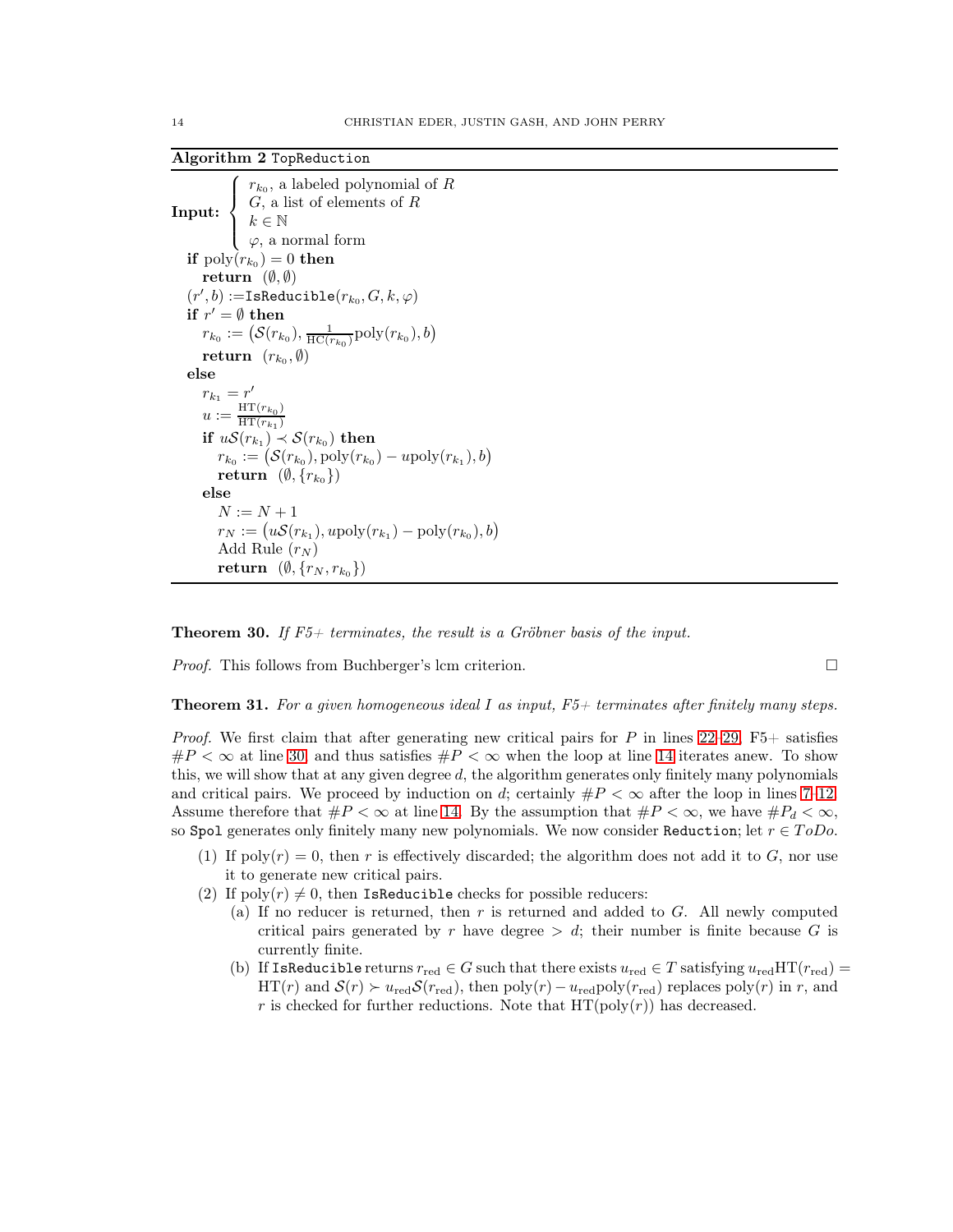**Algorithm 2** `TopReduction`

**Input:** $\begin{cases} r_{k_0}, \text{ a labeled polynomial of } R \\ G, \text{ a list of elements of } R \\ k \in \mathbb{N} \\ \varphi, \text{ a normal form} \end{cases}$

```
if poly(r_{k_0}) = 0 then
  return (∅, ∅)
(r', b) := IsReducible(r_{k_0}, G, k, φ)
if r' = ∅ then
  r_{k_0} := (S(r_{k_0}), (1/HC(r_{k_0})) poly(r_{k_0}), b)
  return (r_{k_0}, ∅)
else
  r_{k_1} = r'
  u := HT(r_{k_0}) / HT(r_{k_1})
  if u S(r_{k_1}) ≺ S(r_{k_0}) then
    r_{k_0} := (S(r_{k_0}), poly(r_{k_0}) − u poly(r_{k_1}), b)
    return (∅, {r_{k_0}})
  else
    N := N + 1
    r_N := (u S(r_{k_1}), u poly(r_{k_1}) − poly(r_{k_0}), b)
    Add Rule (r_N)
    return (∅, {r_N, r_{k_0}})
```

**Theorem 30.** *If F5+ terminates, the result is a Gröbner basis of the input.*

*Proof.* This follows from Buchberger's lcm criterion. □

**Theorem 31.** *For a given homogeneous ideal $I$ as input, F5+ terminates after finitely many steps.*

*Proof.* We first claim that after generating new critical pairs for $P$ in lines 22–29, F5+ satisfies $\#P < \infty$ at line 30, and thus satisfies $\#P < \infty$ when the loop at line 14 iterates anew. To show this, we will show that at any given degree $d$, the algorithm generates only finitely many polynomials and critical pairs. We proceed by induction on $d$; certainly $\#P < \infty$ after the loop in lines 7–12. Assume therefore that $\#P < \infty$ at line 14. By the assumption that $\#P < \infty$, we have $\#P_d < \infty$, so `Spol` generates only finitely many new polynomials. We now consider `Reduction`; let $r \in ToDo$.

(1) If $\text{poly}(r) = 0$, then $r$ is effectively discarded; the algorithm does not add it to $G$, nor use it to generate new critical pairs.

(2) If $\text{poly}(r) \neq 0$, then `IsReducible` checks for possible reducers:
   (a) If no reducer is returned, then $r$ is returned and added to $G$. All newly computed critical pairs generated by $r$ have degree $> d$; their number is finite because $G$ is currently finite.
   (b) If `IsReducible` returns $r_{\text{red}} \in G$ such that there exists $u_{\text{red}} \in T$ satisfying $u_{\text{red}}\text{HT}(r_{\text{red}}) = \text{HT}(r)$ and $\mathcal{S}(r) \succ u_{\text{red}}\mathcal{S}(r_{\text{red}})$, then $\text{poly}(r) - u_{\text{red}}\text{poly}(r_{\text{red}})$ replaces $\text{poly}(r)$ in $r$, and $r$ is checked for further reductions. Note that $\text{HT}(\text{poly}(r))$ has decreased.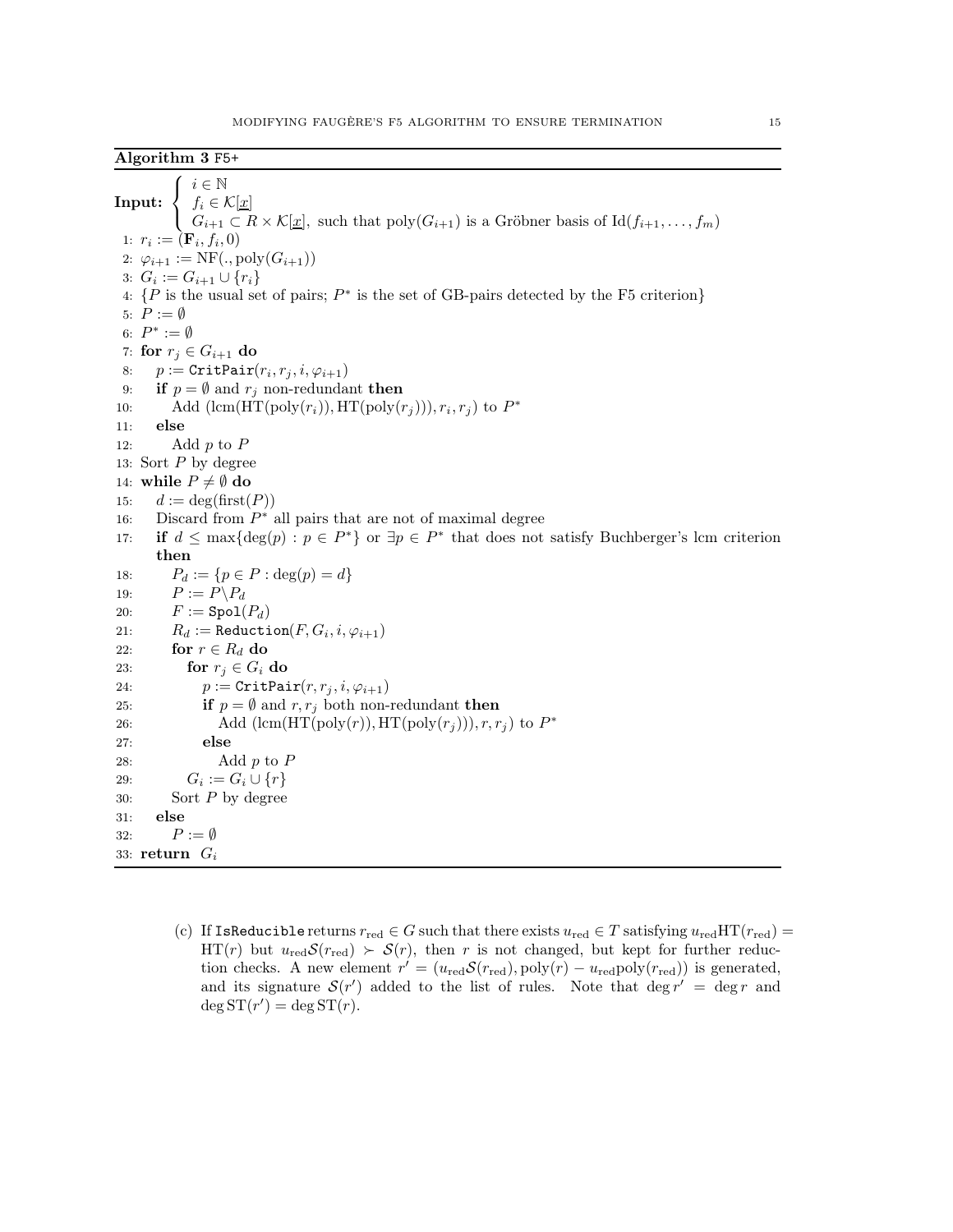**Algorithm 3** `F5+`

**Input:** $\begin{cases} i \in \mathbb{N} \\ f_i \in \mathcal{K}[\underline{x}] \\ G_{i+1} \subset R \times \mathcal{K}[\underline{x}], \text{ such that } \mathrm{poly}(G_{i+1}) \text{ is a Gröbner basis of } \mathrm{Id}(f_{i+1}, \ldots, f_m) \end{cases}$

1: $r_i := (\mathbf{F}_i, f_i, 0)$
2: $\varphi_{i+1} := \mathrm{NF}(., \mathrm{poly}(G_{i+1}))$
3: $G_i := G_{i+1} \cup \{r_i\}$
4: $\{P$ is the usual set of pairs; $P^*$ is the set of GB-pairs detected by the F5 criterion$\}$
5: $P := \emptyset$
6: $P^* := \emptyset$
7: **for** $r_j \in G_{i+1}$ **do**
8: &nbsp;&nbsp;&nbsp;&nbsp;$p := \texttt{CritPair}(r_i, r_j, i, \varphi_{i+1})$
9: &nbsp;&nbsp;&nbsp;&nbsp;**if** $p = \emptyset$ and $r_j$ non-redundant **then**
10: &nbsp;&nbsp;&nbsp;&nbsp;&nbsp;&nbsp;&nbsp;&nbsp;Add $(\mathrm{lcm}(\mathrm{HT}(\mathrm{poly}(r_i)), \mathrm{HT}(\mathrm{poly}(r_j))), r_i, r_j)$ to $P^*$
11: &nbsp;&nbsp;&nbsp;&nbsp;**else**
12: &nbsp;&nbsp;&nbsp;&nbsp;&nbsp;&nbsp;&nbsp;&nbsp;Add $p$ to $P$
13: Sort $P$ by degree
14: **while** $P \neq \emptyset$ **do**
15: &nbsp;&nbsp;&nbsp;&nbsp;$d := \deg(\mathrm{first}(P))$
16: &nbsp;&nbsp;&nbsp;&nbsp;Discard from $P^*$ all pairs that are not of maximal degree
17: &nbsp;&nbsp;&nbsp;&nbsp;**if** $d \leq \max\{\deg(p) : p \in P^*\}$ or $\exists p \in P^*$ that does not satisfy Buchberger's lcm criterion **then**
18: &nbsp;&nbsp;&nbsp;&nbsp;&nbsp;&nbsp;&nbsp;&nbsp;$P_d := \{p \in P : \deg(p) = d\}$
19: &nbsp;&nbsp;&nbsp;&nbsp;&nbsp;&nbsp;&nbsp;&nbsp;$P := P \backslash P_d$
20: &nbsp;&nbsp;&nbsp;&nbsp;&nbsp;&nbsp;&nbsp;&nbsp;$F := \texttt{Spol}(P_d)$
21: &nbsp;&nbsp;&nbsp;&nbsp;&nbsp;&nbsp;&nbsp;&nbsp;$R_d := \texttt{Reduction}(F, G_i, i, \varphi_{i+1})$
22: &nbsp;&nbsp;&nbsp;&nbsp;&nbsp;&nbsp;&nbsp;&nbsp;**for** $r \in R_d$ **do**
23: &nbsp;&nbsp;&nbsp;&nbsp;&nbsp;&nbsp;&nbsp;&nbsp;&nbsp;&nbsp;&nbsp;&nbsp;**for** $r_j \in G_i$ **do**
24: &nbsp;&nbsp;&nbsp;&nbsp;&nbsp;&nbsp;&nbsp;&nbsp;&nbsp;&nbsp;&nbsp;&nbsp;&nbsp;&nbsp;&nbsp;&nbsp;$p := \texttt{CritPair}(r, r_j, i, \varphi_{i+1})$
25: &nbsp;&nbsp;&nbsp;&nbsp;&nbsp;&nbsp;&nbsp;&nbsp;&nbsp;&nbsp;&nbsp;&nbsp;&nbsp;&nbsp;&nbsp;&nbsp;**if** $p = \emptyset$ and $r, r_j$ both non-redundant **then**
26: &nbsp;&nbsp;&nbsp;&nbsp;&nbsp;&nbsp;&nbsp;&nbsp;&nbsp;&nbsp;&nbsp;&nbsp;&nbsp;&nbsp;&nbsp;&nbsp;&nbsp;&nbsp;&nbsp;&nbsp;Add $(\mathrm{lcm}(\mathrm{HT}(\mathrm{poly}(r)), \mathrm{HT}(\mathrm{poly}(r_j))), r, r_j)$ to $P^*$
27: &nbsp;&nbsp;&nbsp;&nbsp;&nbsp;&nbsp;&nbsp;&nbsp;&nbsp;&nbsp;&nbsp;&nbsp;&nbsp;&nbsp;&nbsp;&nbsp;**else**
28: &nbsp;&nbsp;&nbsp;&nbsp;&nbsp;&nbsp;&nbsp;&nbsp;&nbsp;&nbsp;&nbsp;&nbsp;&nbsp;&nbsp;&nbsp;&nbsp;&nbsp;&nbsp;&nbsp;&nbsp;Add $p$ to $P$
29: &nbsp;&nbsp;&nbsp;&nbsp;&nbsp;&nbsp;&nbsp;&nbsp;&nbsp;&nbsp;&nbsp;&nbsp;$G_i := G_i \cup \{r\}$
30: &nbsp;&nbsp;&nbsp;&nbsp;&nbsp;&nbsp;&nbsp;&nbsp;Sort $P$ by degree
31: &nbsp;&nbsp;&nbsp;&nbsp;**else**
32: &nbsp;&nbsp;&nbsp;&nbsp;&nbsp;&nbsp;&nbsp;&nbsp;$P := \emptyset$
33: **return** $G_i$

(c) If `IsReducible` returns $r_{\mathrm{red}} \in G$ such that there exists $u_{\mathrm{red}} \in T$ satisfying $u_{\mathrm{red}}\mathrm{HT}(r_{\mathrm{red}}) = \mathrm{HT}(r)$ but $u_{\mathrm{red}}\mathcal{S}(r_{\mathrm{red}}) \succ \mathcal{S}(r)$, then $r$ is not changed, but kept for further reduction checks. A new element $r' = (u_{\mathrm{red}}\mathcal{S}(r_{\mathrm{red}}), \mathrm{poly}(r) - u_{\mathrm{red}}\mathrm{poly}(r_{\mathrm{red}}))$ is generated, and its signature $\mathcal{S}(r')$ added to the list of rules. Note that $\deg r' = \deg r$ and $\deg \mathrm{ST}(r') = \deg \mathrm{ST}(r)$.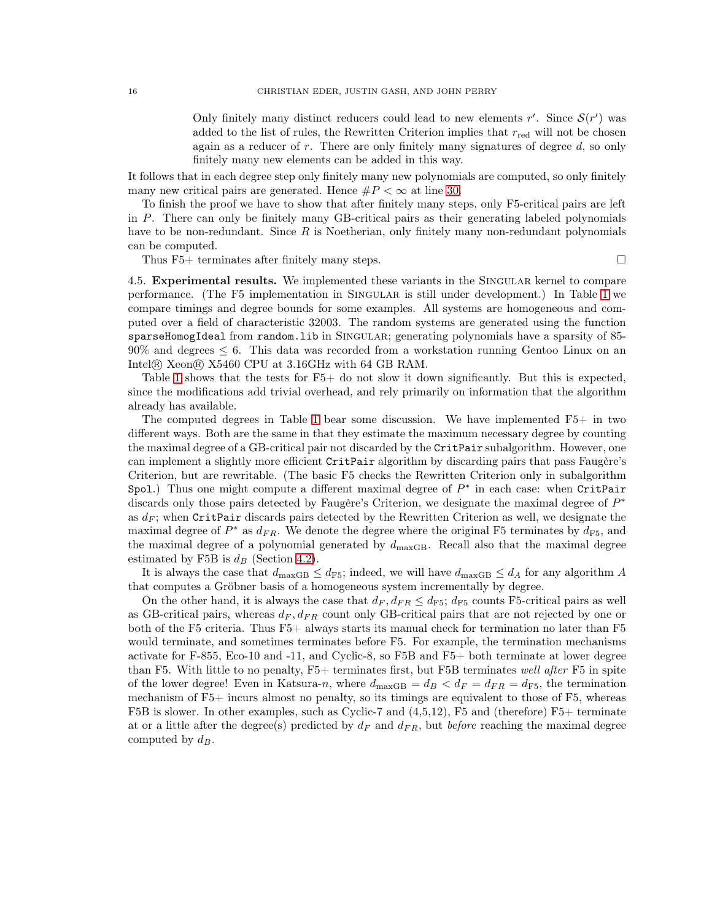> Only finitely many distinct reducers could lead to new elements $r'$. Since $\mathcal{S}(r')$ was added to the list of rules, the Rewritten Criterion implies that $r_{\text{red}}$ will not be chosen again as a reducer of $r$. There are only finitely many signatures of degree $d$, so only finitely many new elements can be added in this way.

It follows that in each degree step only finitely many new polynomials are computed, so only finitely many new critical pairs are generated. Hence $\#P < \infty$ at line 30.

To finish the proof we have to show that after finitely many steps, only F5-critical pairs are left in $P$. There can only be finitely many GB-critical pairs as their generating labeled polynomials have to be non-redundant. Since $R$ is Noetherian, only finitely many non-redundant polynomials can be computed.

Thus F5+ terminates after finitely many steps. □

4.5. **Experimental results.** We implemented these variants in the Singular kernel to compare performance. (The F5 implementation in Singular is still under development.) In Table 1 we compare timings and degree bounds for some examples. All systems are homogeneous and computed over a field of characteristic 32003. The random systems are generated using the function `sparseHomogIdeal` from `random.lib` in Singular; generating polynomials have a sparsity of 85-90% and degrees $\leq 6$. This data was recorded from a workstation running Gentoo Linux on an Intel® Xeon® X5460 CPU at 3.16GHz with 64 GB RAM.

Table 1 shows that the tests for F5+ do not slow it down significantly. But this is expected, since the modifications add trivial overhead, and rely primarily on information that the algorithm already has available.

The computed degrees in Table 1 bear some discussion. We have implemented F5+ in two different ways. Both are the same in that they estimate the maximum necessary degree by counting the maximal degree of a GB-critical pair not discarded by the `CritPair` subalgorithm. However, one can implement a slightly more efficient `CritPair` algorithm by discarding pairs that pass Faugère's Criterion, but are rewritable. (The basic F5 checks the Rewritten Criterion only in subalgorithm `Spol`.) Thus one might compute a different maximal degree of $P^*$ in each case: when `CritPair` discards only those pairs detected by Faugère's Criterion, we designate the maximal degree of $P^*$ as $d_F$; when `CritPair` discards pairs detected by the Rewritten Criterion as well, we designate the maximal degree of $P^*$ as $d_{FR}$. We denote the degree where the original F5 terminates by $d_{\text{F5}}$, and the maximal degree of a polynomial generated by $d_{\text{maxGB}}$. Recall also that the maximal degree estimated by F5B is $d_B$ (Section 4.2).

It is always the case that $d_{\text{maxGB}} \leq d_{\text{F5}}$; indeed, we will have $d_{\text{maxGB}} \leq d_A$ for any algorithm $A$ that computes a Gröbner basis of a homogeneous system incrementally by degree.

On the other hand, it is always the case that $d_F, d_{FR} \leq d_{\text{F5}}$; $d_{\text{F5}}$ counts F5-critical pairs as well as GB-critical pairs, whereas $d_F, d_{FR}$ count only GB-critical pairs that are not rejected by one or both of the F5 criteria. Thus F5+ always starts its manual check for termination no later than F5 would terminate, and sometimes terminates before F5. For example, the termination mechanisms activate for F-855, Eco-10 and -11, and Cyclic-8, so F5B and F5+ both terminate at lower degree than F5. With little to no penalty, F5+ terminates first, but F5B terminates *well after* F5 in spite of the lower degree! Even in Katsura-$n$, where $d_{\text{maxGB}} = d_B < d_F = d_{FR} = d_{\text{F5}}$, the termination mechanism of F5+ incurs almost no penalty, so its timings are equivalent to those of F5, whereas F5B is slower. In other examples, such as Cyclic-7 and (4,5,12), F5 and (therefore) F5+ terminate at or a little after the degree(s) predicted by $d_F$ and $d_{FR}$, but *before* reaching the maximal degree computed by $d_B$.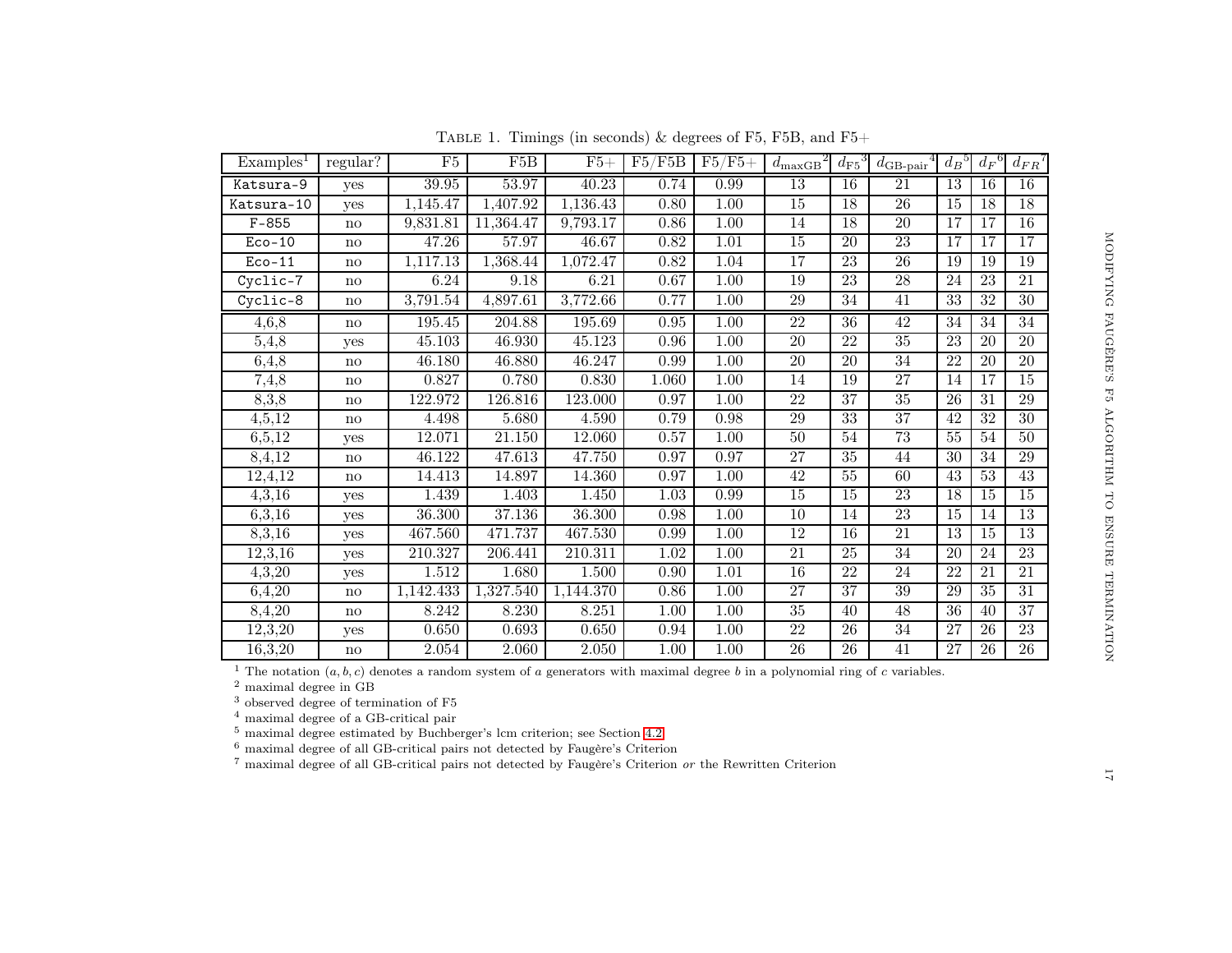TABLE 1. Timings (in seconds) & degrees of F5, F5B, and F5+

| Examples[1] | regular? | F5 | F5B | F5+ | F5/F5B | F5/F5+ | $d_{\text{maxGB}}$[2] | $d_{\text{F5}}$[3] | $d_{\text{GB-pair}}$[4] | $d_B$[5] | $d_F$[6] | $d_{FR}$[7] |
|---|---|---|---|---|---|---|---|---|---|---|---|---|
| Katsura-9 | yes | 39.95 | 53.97 | 40.23 | 0.74 | 0.99 | 13 | 16 | 21 | 13 | 16 | 16 |
| Katsura-10 | yes | 1,145.47 | 1,407.92 | 1,136.43 | 0.80 | 1.00 | 15 | 18 | 26 | 15 | 18 | 18 |
| F-855 | no | 9,831.81 | 11,364.47 | 9,793.17 | 0.86 | 1.00 | 14 | 18 | 20 | 17 | 17 | 16 |
| Eco-10 | no | 47.26 | 57.97 | 46.67 | 0.82 | 1.01 | 15 | 20 | 23 | 17 | 17 | 17 |
| Eco-11 | no | 1,117.13 | 1,368.44 | 1,072.47 | 0.82 | 1.04 | 17 | 23 | 26 | 19 | 19 | 19 |
| Cyclic-7 | no | 6.24 | 9.18 | 6.21 | 0.67 | 1.00 | 19 | 23 | 28 | 24 | 23 | 21 |
| Cyclic-8 | no | 3,791.54 | 4,897.61 | 3,772.66 | 0.77 | 1.00 | 29 | 34 | 41 | 33 | 32 | 30 |
| 4,6,8 | no | 195.45 | 204.88 | 195.69 | 0.95 | 1.00 | 22 | 36 | 42 | 34 | 34 | 34 |
| 5,4,8 | yes | 45.103 | 46.930 | 45.123 | 0.96 | 1.00 | 20 | 22 | 35 | 23 | 20 | 20 |
| 6,4,8 | no | 46.180 | 46.880 | 46.247 | 0.99 | 1.00 | 20 | 20 | 34 | 22 | 20 | 20 |
| 7,4,8 | no | 0.827 | 0.780 | 0.830 | 1.060 | 1.00 | 14 | 19 | 27 | 14 | 17 | 15 |
| 8,3,8 | no | 122.972 | 126.816 | 123.000 | 0.97 | 1.00 | 22 | 37 | 35 | 26 | 31 | 29 |
| 4,5,12 | no | 4.498 | 5.680 | 4.590 | 0.79 | 0.98 | 29 | 33 | 37 | 42 | 32 | 30 |
| 6,5,12 | yes | 12.071 | 21.150 | 12.060 | 0.57 | 1.00 | 50 | 54 | 73 | 55 | 54 | 50 |
| 8,4,12 | no | 46.122 | 47.613 | 47.750 | 0.97 | 0.97 | 27 | 35 | 44 | 30 | 34 | 29 |
| 12,4,12 | no | 14.413 | 14.897 | 14.360 | 0.97 | 1.00 | 42 | 55 | 60 | 43 | 53 | 43 |
| 4,3,16 | yes | 1.439 | 1.403 | 1.450 | 1.03 | 0.99 | 15 | 15 | 23 | 18 | 15 | 15 |
| 6,3,16 | yes | 36.300 | 37.136 | 36.300 | 0.98 | 1.00 | 10 | 14 | 23 | 15 | 14 | 13 |
| 8,3,16 | yes | 467.560 | 471.737 | 467.530 | 0.99 | 1.00 | 12 | 16 | 21 | 13 | 15 | 13 |
| 12,3,16 | yes | 210.327 | 206.441 | 210.311 | 1.02 | 1.00 | 21 | 25 | 34 | 20 | 24 | 23 |
| 4,3,20 | yes | 1.512 | 1.680 | 1.500 | 0.90 | 1.01 | 16 | 22 | 24 | 22 | 21 | 21 |
| 6,4,20 | no | 1,142.433 | 1,327.540 | 1,144.370 | 0.86 | 1.00 | 27 | 37 | 39 | 29 | 35 | 31 |
| 8,4,20 | no | 8.242 | 8.230 | 8.251 | 1.00 | 1.00 | 35 | 40 | 48 | 36 | 40 | 37 |
| 12,3,20 | yes | 0.650 | 0.693 | 0.650 | 0.94 | 1.00 | 22 | 26 | 34 | 27 | 26 | 23 |
| 16,3,20 | no | 2.054 | 2.060 | 2.050 | 1.00 | 1.00 | 26 | 26 | 41 | 27 | 26 | 26 |

[1] The notation $(a, b, c)$ denotes a random system of $a$ generators with maximal degree $b$ in a polynomial ring of $c$ variables.
[2] maximal degree in GB
[3] observed degree of termination of F5
[4] maximal degree of a GB-critical pair
[5] maximal degree estimated by Buchberger's lcm criterion; see Section 4.2
[6] maximal degree of all GB-critical pairs not detected by Faugère's Criterion
[7] maximal degree of all GB-critical pairs not detected by Faugère's Criterion *or* the Rewritten Criterion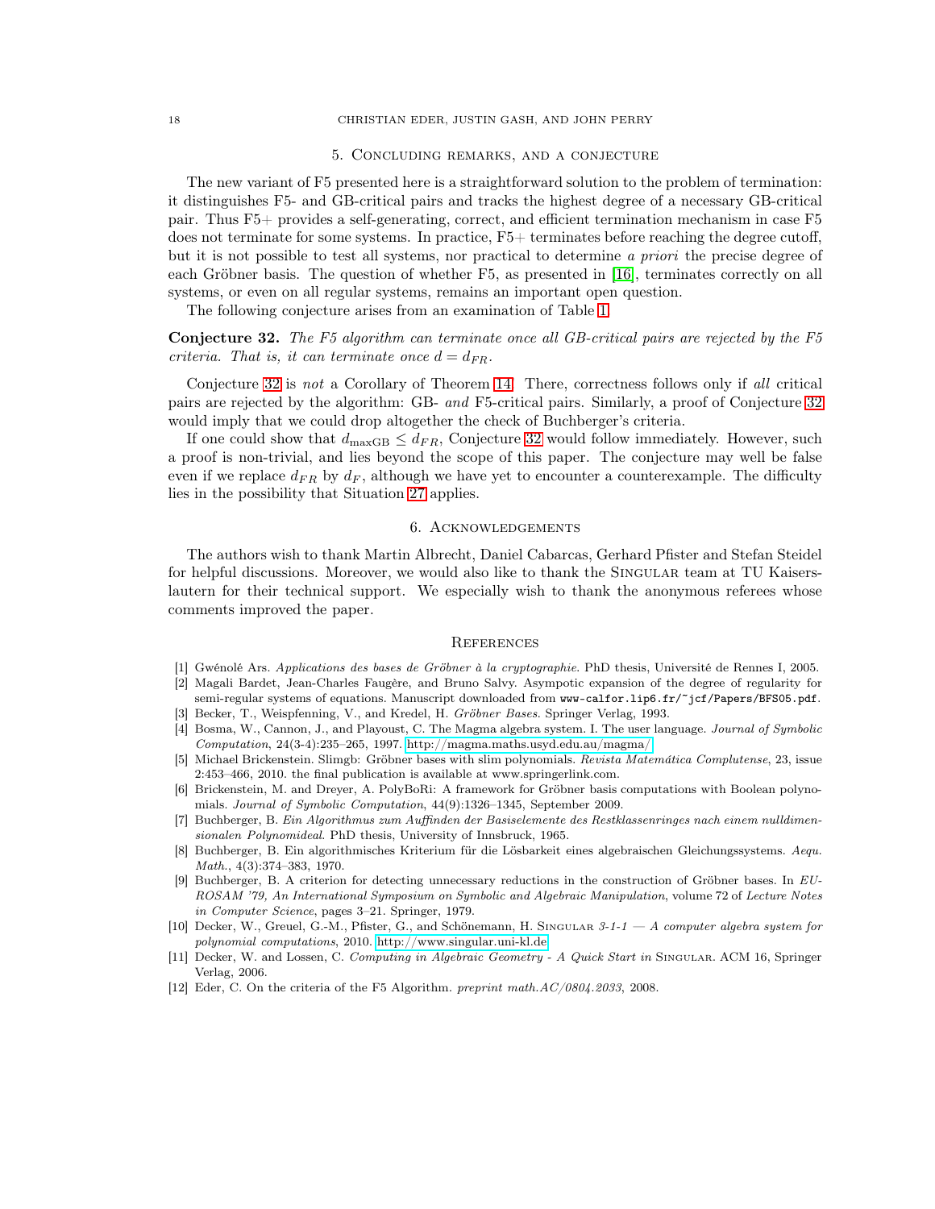## 5. Concluding remarks, and a conjecture

The new variant of F5 presented here is a straightforward solution to the problem of termination: it distinguishes F5- and GB-critical pairs and tracks the highest degree of a necessary GB-critical pair. Thus F5+ provides a self-generating, correct, and efficient termination mechanism in case F5 does not terminate for some systems. In practice, F5+ terminates before reaching the degree cutoff, but it is not possible to test all systems, nor practical to determine *a priori* the precise degree of each Gröbner basis. The question of whether F5, as presented in [16], terminates correctly on all systems, or even on all regular systems, remains an important open question.

The following conjecture arises from an examination of Table 1.

**Conjecture 32.** *The F5 algorithm can terminate once all GB-critical pairs are rejected by the F5 criteria. That is, it can terminate once $d = d_{FR}$.*

Conjecture 32 is *not* a Corollary of Theorem 14. There, correctness follows only if *all* critical pairs are rejected by the algorithm: GB- *and* F5-critical pairs. Similarly, a proof of Conjecture 32 would imply that we could drop altogether the check of Buchberger's criteria.

If one could show that $d_{\max\text{GB}} \leq d_{FR}$, Conjecture 32 would follow immediately. However, such a proof is non-trivial, and lies beyond the scope of this paper. The conjecture may well be false even if we replace $d_{FR}$ by $d_F$, although we have yet to encounter a counterexample. The difficulty lies in the possibility that Situation 27 applies.

## 6. Acknowledgements

The authors wish to thank Martin Albrecht, Daniel Cabarcas, Gerhard Pfister and Stefan Steidel for helpful discussions. Moreover, we would also like to thank the Singular team at TU Kaiserslautern for their technical support. We especially wish to thank the anonymous referees whose comments improved the paper.

## References

[1] Gwénolé Ars. *Applications des bases de Gröbner à la cryptographie.* PhD thesis, Université de Rennes I, 2005.
[2] Magali Bardet, Jean-Charles Faugère, and Bruno Salvy. Asympotic expansion of the degree of regularity for semi-regular systems of equations. Manuscript downloaded from www-calfor.lip6.fr/~jcf/Papers/BFS05.pdf.
[3] Becker, T., Weispfenning, V., and Kredel, H. *Gröbner Bases.* Springer Verlag, 1993.
[4] Bosma, W., Cannon, J., and Playoust, C. The Magma algebra system. I. The user language. *Journal of Symbolic Computation*, 24(3-4):235–265, 1997. http://magma.maths.usyd.edu.au/magma/.
[5] Michael Brickenstein. Slimgb: Gröbner bases with slim polynomials. *Revista Matemática Complutense*, 23, issue 2:453–466, 2010. the final publication is available at www.springerlink.com.
[6] Brickenstein, M. and Dreyer, A. PolyBoRi: A framework for Gröbner basis computations with Boolean polynomials. *Journal of Symbolic Computation*, 44(9):1326–1345, September 2009.
[7] Buchberger, B. *Ein Algorithmus zum Auffinden der Basiselemente des Restklassenringes nach einem nulldimensionalen Polynomideal.* PhD thesis, University of Innsbruck, 1965.
[8] Buchberger, B. Ein algorithmisches Kriterium für die Lösbarkeit eines algebraischen Gleichungssystems. *Aequ. Math.*, 4(3):374–383, 1970.
[9] Buchberger, B. A criterion for detecting unnecessary reductions in the construction of Gröbner bases. In *EUROSAM '79, An International Symposium on Symbolic and Algebraic Manipulation*, volume 72 of *Lecture Notes in Computer Science*, pages 3–21. Springer, 1979.
[10] Decker, W., Greuel, G.-M., Pfister, G., and Schönemann, H. Singular *3-1-1 — A computer algebra system for polynomial computations*, 2010. http://www.singular.uni-kl.de.
[11] Decker, W. and Lossen, C. *Computing in Algebraic Geometry - A Quick Start in* Singular. ACM 16, Springer Verlag, 2006.
[12] Eder, C. On the criteria of the F5 Algorithm. *preprint math.AC/0804.2033*, 2008.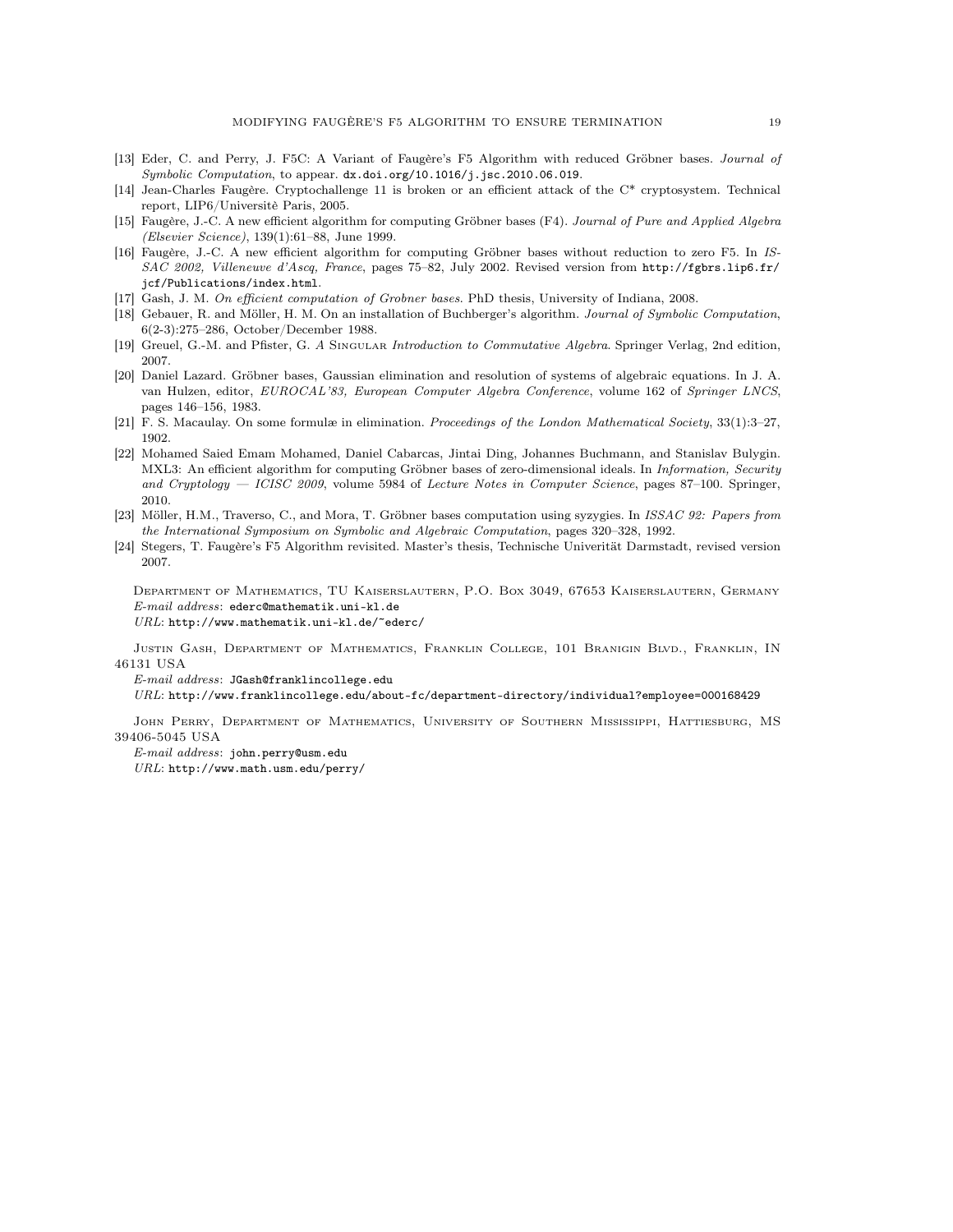[13] Eder, C. and Perry, J. F5C: A Variant of Faugère's F5 Algorithm with reduced Gröbner bases. *Journal of Symbolic Computation*, to appear. dx.doi.org/10.1016/j.jsc.2010.06.019.

[14] Jean-Charles Faugère. Cryptochallenge 11 is broken or an efficient attack of the C* cryptosystem. Technical report, LIP6/Universitè Paris, 2005.

[15] Faugère, J.-C. A new efficient algorithm for computing Gröbner bases (F4). *Journal of Pure and Applied Algebra (Elsevier Science)*, 139(1):61–88, June 1999.

[16] Faugère, J.-C. A new efficient algorithm for computing Gröbner bases without reduction to zero F5. In *ISSAC 2002, Villeneuve d'Ascq, France*, pages 75–82, July 2002. Revised version from http://fgbrs.lip6.fr/jcf/Publications/index.html.

[17] Gash, J. M. *On efficient computation of Grobner bases*. PhD thesis, University of Indiana, 2008.

[18] Gebauer, R. and Möller, H. M. On an installation of Buchberger's algorithm. *Journal of Symbolic Computation*, 6(2-3):275–286, October/December 1988.

[19] Greuel, G.-M. and Pfister, G. *A Singular Introduction to Commutative Algebra*. Springer Verlag, 2nd edition, 2007.

[20] Daniel Lazard. Gröbner bases, Gaussian elimination and resolution of systems of algebraic equations. In J. A. van Hulzen, editor, *EUROCAL'83, European Computer Algebra Conference*, volume 162 of *Springer LNCS*, pages 146–156, 1983.

[21] F. S. Macaulay. On some formulæ in elimination. *Proceedings of the London Mathematical Society*, 33(1):3–27, 1902.

[22] Mohamed Saied Emam Mohamed, Daniel Cabarcas, Jintai Ding, Johannes Buchmann, and Stanislav Bulygin. MXL3: An efficient algorithm for computing Gröbner bases of zero-dimensional ideals. In *Information, Security and Cryptology — ICISC 2009*, volume 5984 of *Lecture Notes in Computer Science*, pages 87–100. Springer, 2010.

[23] Möller, H.M., Traverso, C., and Mora, T. Gröbner bases computation using syzygies. In *ISSAC 92: Papers from the International Symposium on Symbolic and Algebraic Computation*, pages 320–328, 1992.

[24] Stegers, T. Faugère's F5 Algorithm revisited. Master's thesis, Technische Univerität Darmstadt, revised version 2007.

Department of Mathematics, TU Kaiserslautern, P.O. Box 3049, 67653 Kaiserslautern, Germany
*E-mail address*: ederc@mathematik.uni-kl.de
*URL*: http://www.mathematik.uni-kl.de/~ederc/

Justin Gash, Department of Mathematics, Franklin College, 101 Branigin Blvd., Franklin, IN 46131 USA
*E-mail address*: JGash@franklincollege.edu
*URL*: http://www.franklincollege.edu/about-fc/department-directory/individual?employee=000168429

John Perry, Department of Mathematics, University of Southern Mississippi, Hattiesburg, MS 39406-5045 USA
*E-mail address*: john.perry@usm.edu
*URL*: http://www.math.usm.edu/perry/